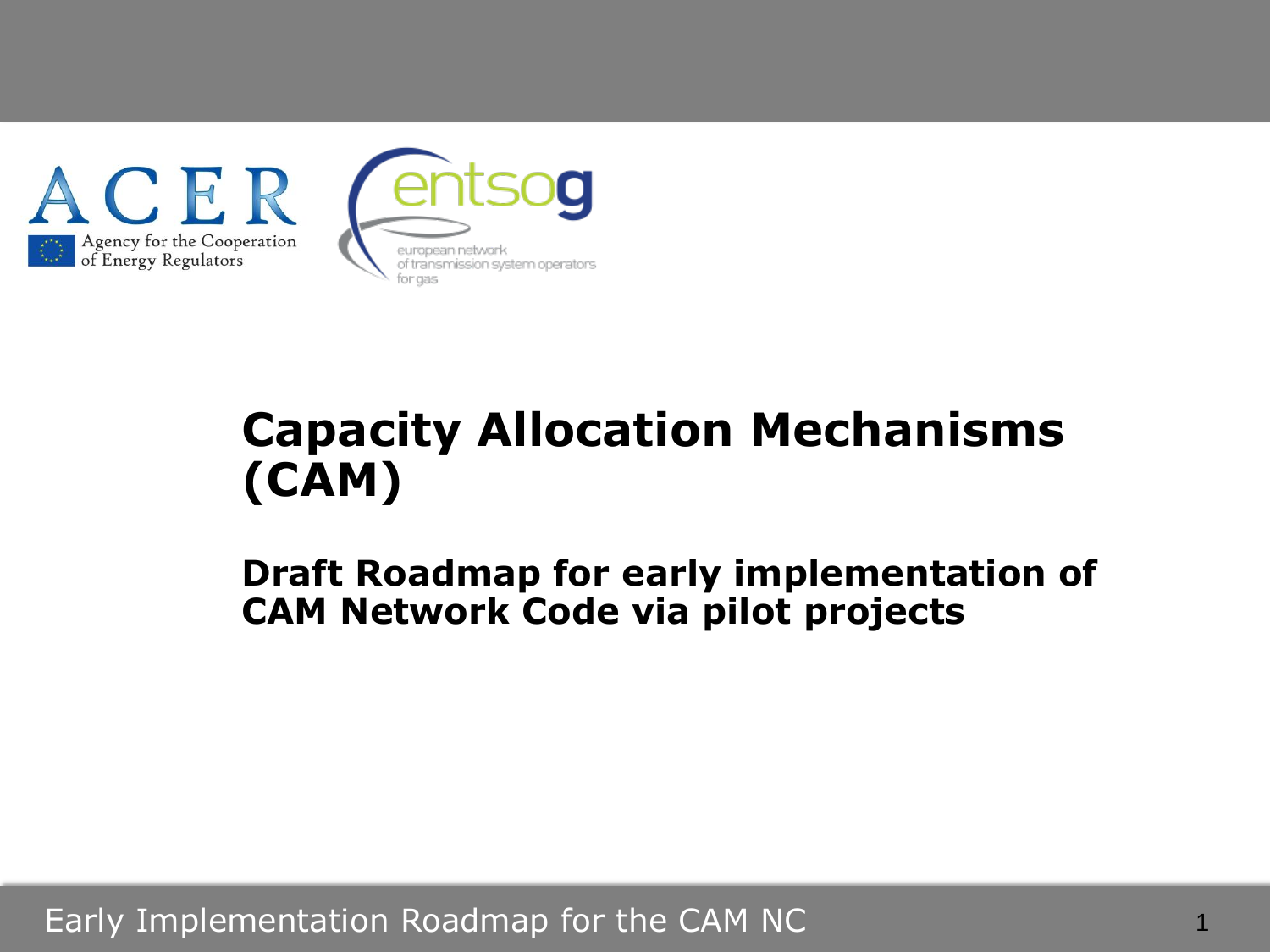ACER

Agency for the Cooperation of Energy Regulators

entsog

european network of transmission system operators for gas

# Capacity Allocation Mechanisms (CAM)

## Draft Roadmap for early implementation of CAM Network Code via pilot projects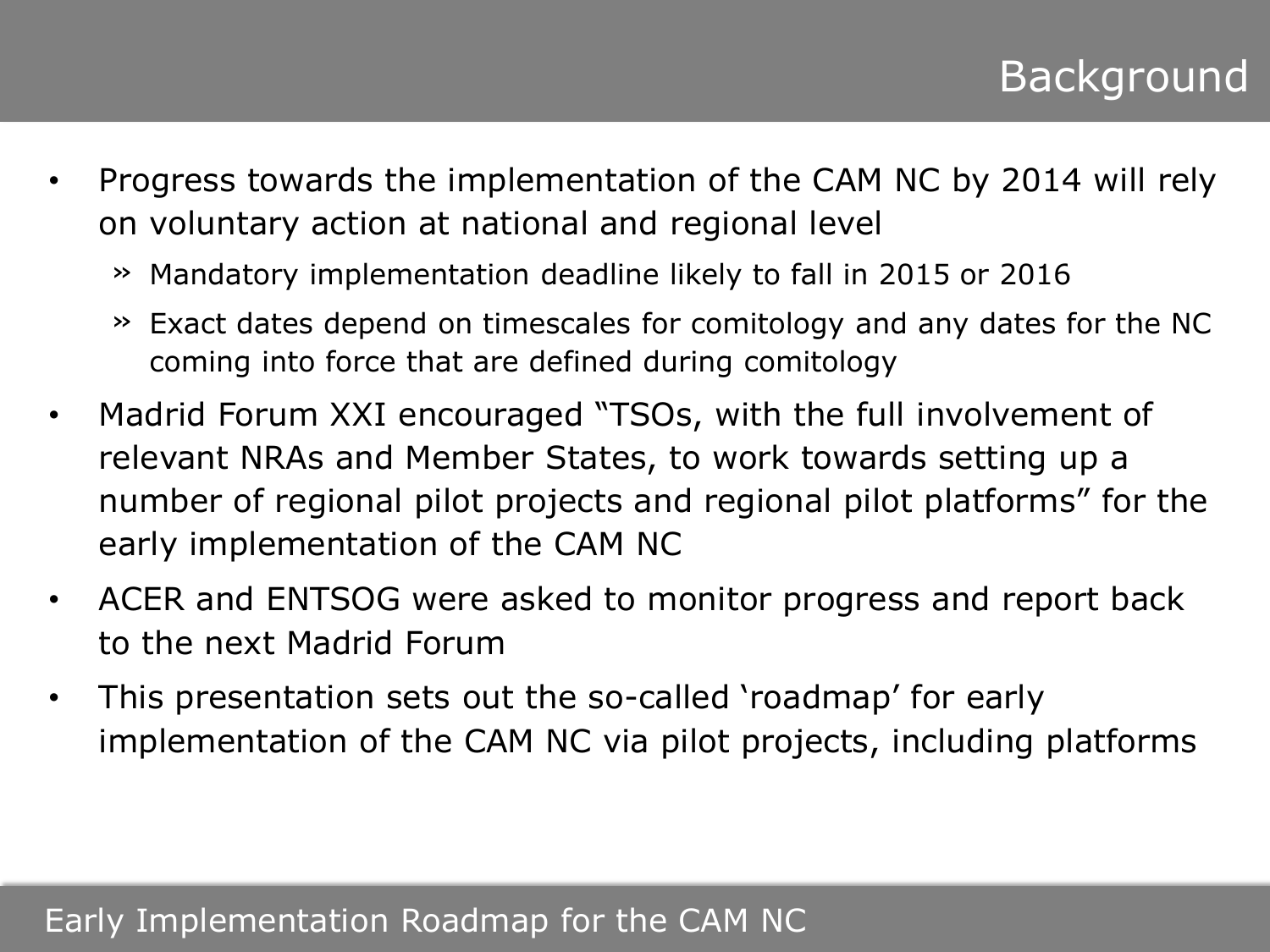# Background

- Progress towards the implementation of the CAM NC by 2014 will rely on voluntary action at national and regional level
  - Mandatory implementation deadline likely to fall in 2015 or 2016
  - Exact dates depend on timescales for comitology and any dates for the NC coming into force that are defined during comitology
- Madrid Forum XXI encouraged “TSOs, with the full involvement of relevant NRAs and Member States, to work towards setting up a number of regional pilot projects and regional pilot platforms” for the early implementation of the CAM NC
- ACER and ENTSOG were asked to monitor progress and report back to the next Madrid Forum
- This presentation sets out the so-called ‘roadmap’ for early implementation of the CAM NC via pilot projects, including platforms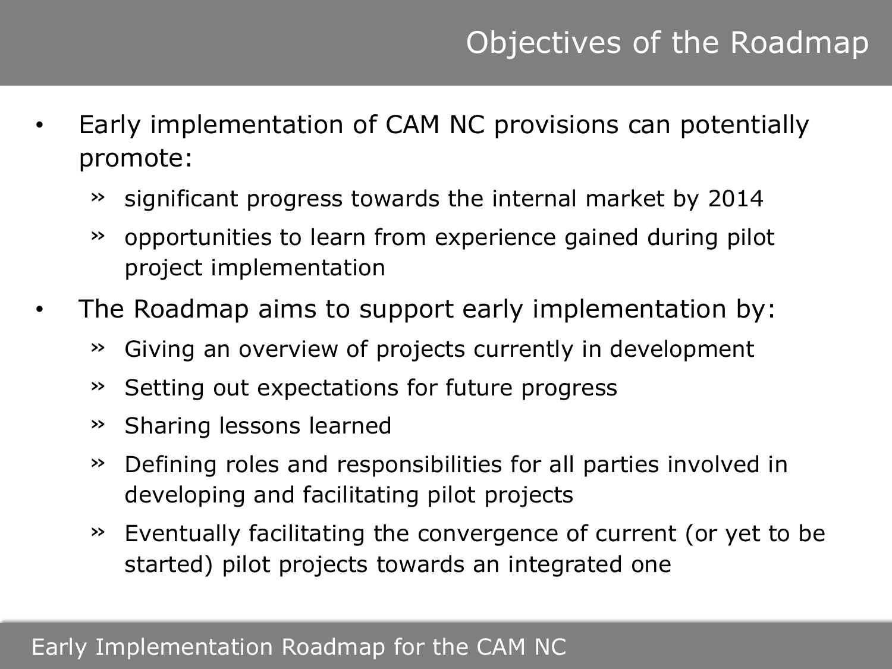# Objectives of the Roadmap

- Early implementation of CAM NC provisions can potentially promote:
  - significant progress towards the internal market by 2014
  - opportunities to learn from experience gained during pilot project implementation
- The Roadmap aims to support early implementation by:
  - Giving an overview of projects currently in development
  - Setting out expectations for future progress
  - Sharing lessons learned
  - Defining roles and responsibilities for all parties involved in developing and facilitating pilot projects
  - Eventually facilitating the convergence of current (or yet to be started) pilot projects towards an integrated one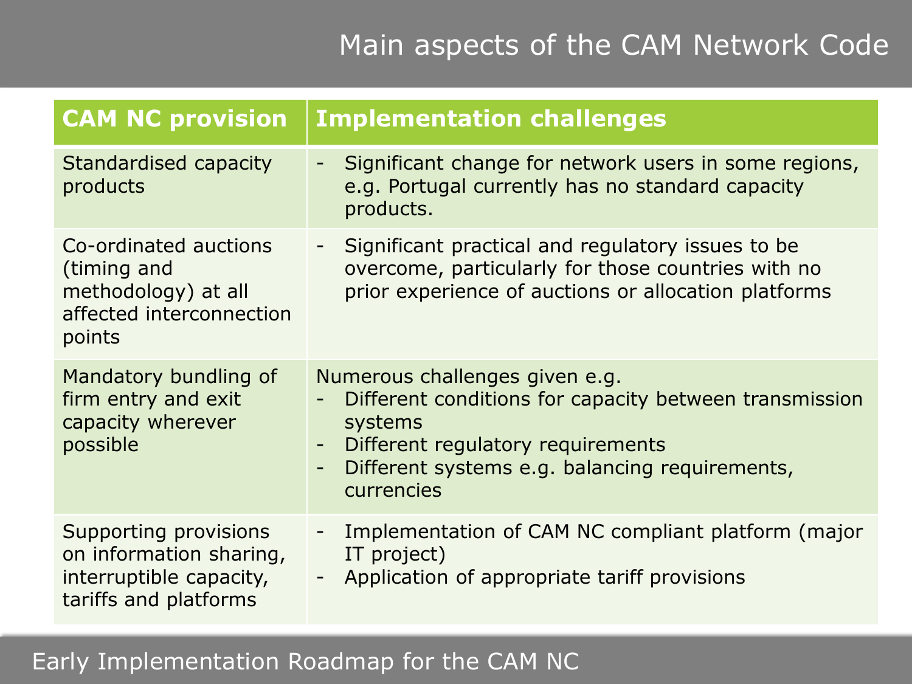# Main aspects of the CAM Network Code

| CAM NC provision | Implementation challenges |
|---|---|
| Standardised capacity products | - Significant change for network users in some regions, e.g. Portugal currently has no standard capacity products. |
| Co-ordinated auctions (timing and methodology) at all affected interconnection points | - Significant practical and regulatory issues to be overcome, particularly for those countries with no prior experience of auctions or allocation platforms |
| Mandatory bundling of firm entry and exit capacity wherever possible | Numerous challenges given e.g.<br>- Different conditions for capacity between transmission systems<br>- Different regulatory requirements<br>- Different systems e.g. balancing requirements, currencies |
| Supporting provisions on information sharing, interruptible capacity, tariffs and platforms | - Implementation of CAM NC compliant platform (major IT project)<br>- Application of appropriate tariff provisions |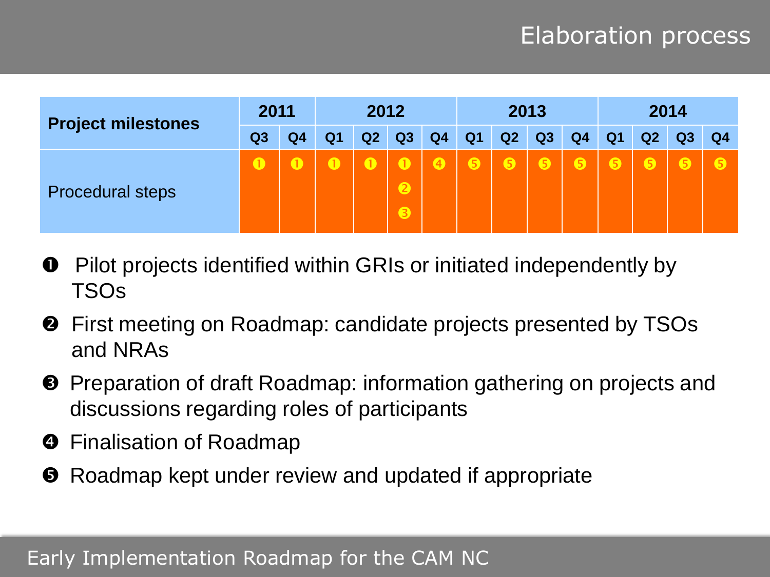# Elaboration process

| Project milestones | 2011 | | 2012 | | | | 2013 | | | | 2014 | | | |
|---|---|---|---|---|---|---|---|---|---|---|---|---|---|---|
| | Q3 | Q4 | Q1 | Q2 | Q3 | Q4 | Q1 | Q2 | Q3 | Q4 | Q1 | Q2 | Q3 | Q4 |
| Procedural steps | ➊ | ➊ | ➊ | ➊ | ➊ ➋ ➌ | ➍ | ➎ | ➎ | ➎ | ➎ | ➎ | ➎ | ➎ | ➎ |

- ➊ Pilot projects identified within GRIs or initiated independently by TSOs
- ➋ First meeting on Roadmap: candidate projects presented by TSOs and NRAs
- ➌ Preparation of draft Roadmap: information gathering on projects and discussions regarding roles of participants
- ➍ Finalisation of Roadmap
- ➎ Roadmap kept under review and updated if appropriate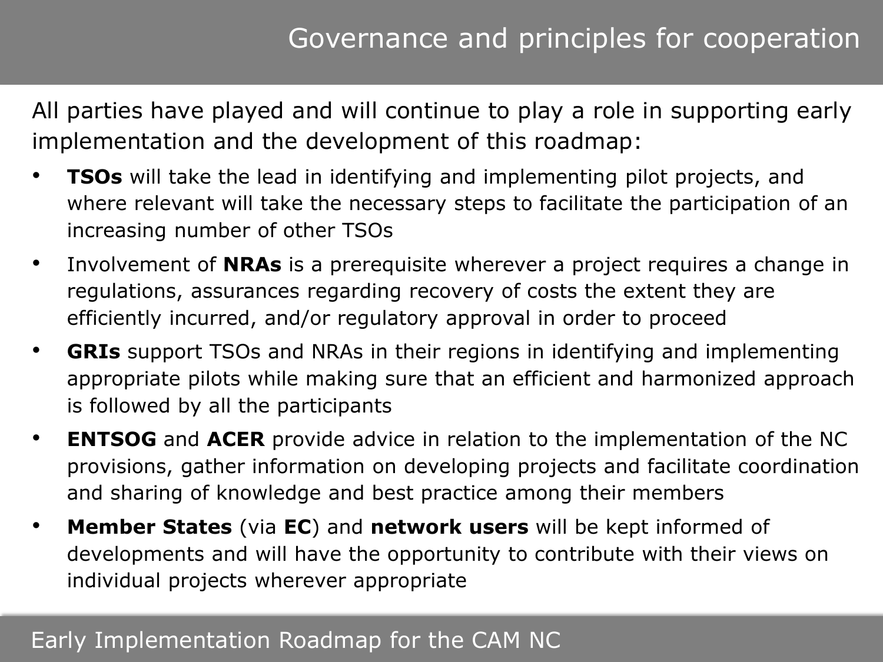# Governance and principles for cooperation

All parties have played and will continue to play a role in supporting early implementation and the development of this roadmap:

- **TSOs** will take the lead in identifying and implementing pilot projects, and where relevant will take the necessary steps to facilitate the participation of an increasing number of other TSOs
- Involvement of **NRAs** is a prerequisite wherever a project requires a change in regulations, assurances regarding recovery of costs the extent they are efficiently incurred, and/or regulatory approval in order to proceed
- **GRIs** support TSOs and NRAs in their regions in identifying and implementing appropriate pilots while making sure that an efficient and harmonized approach is followed by all the participants
- **ENTSOG** and **ACER** provide advice in relation to the implementation of the NC provisions, gather information on developing projects and facilitate coordination and sharing of knowledge and best practice among their members
- **Member States** (via **EC**) and **network users** will be kept informed of developments and will have the opportunity to contribute with their views on individual projects wherever appropriate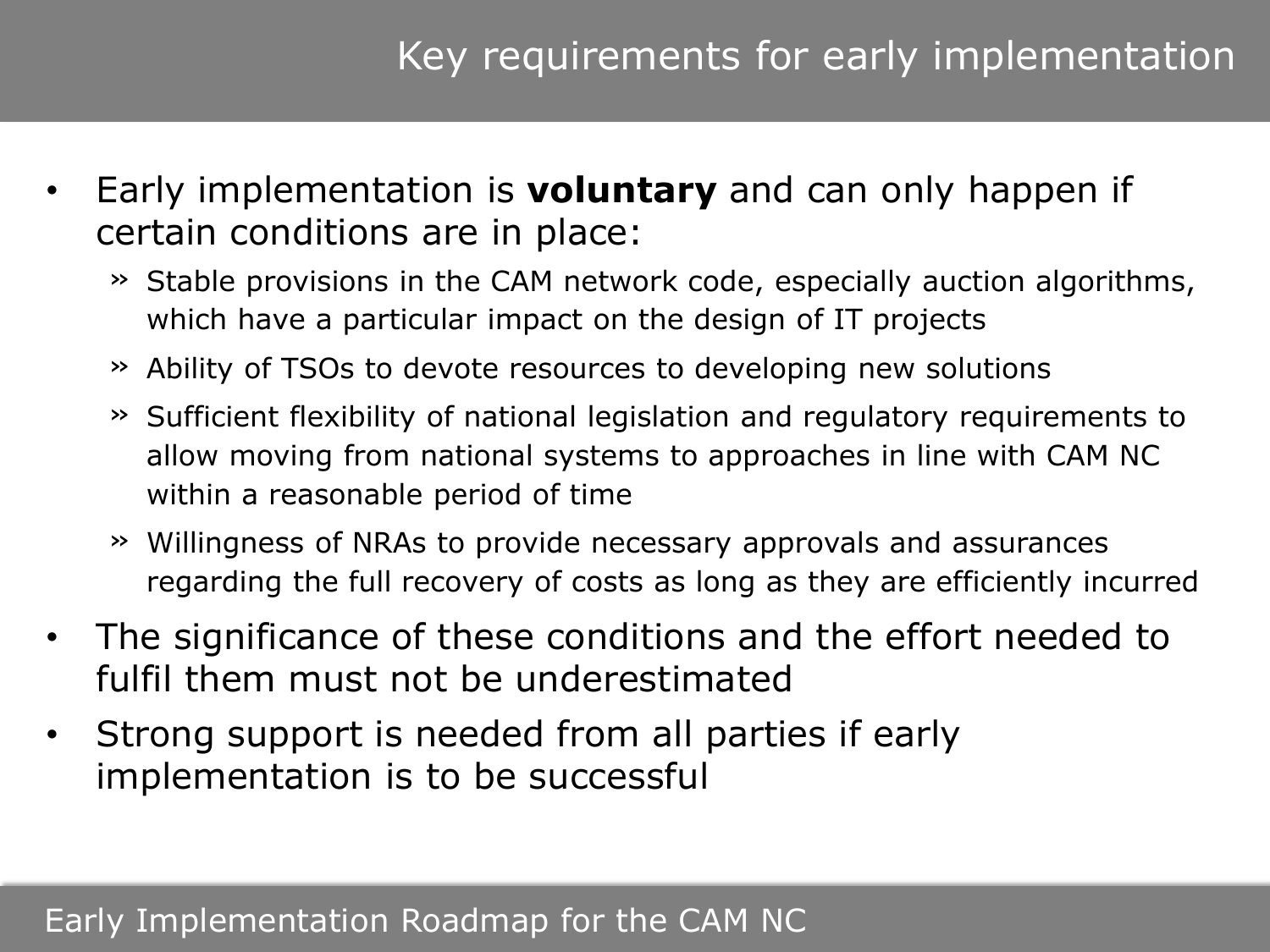# Key requirements for early implementation

- Early implementation is **voluntary** and can only happen if certain conditions are in place:
  - Stable provisions in the CAM network code, especially auction algorithms, which have a particular impact on the design of IT projects
  - Ability of TSOs to devote resources to developing new solutions
  - Sufficient flexibility of national legislation and regulatory requirements to allow moving from national systems to approaches in line with CAM NC within a reasonable period of time
  - Willingness of NRAs to provide necessary approvals and assurances regarding the full recovery of costs as long as they are efficiently incurred
- The significance of these conditions and the effort needed to fulfil them must not be underestimated
- Strong support is needed from all parties if early implementation is to be successful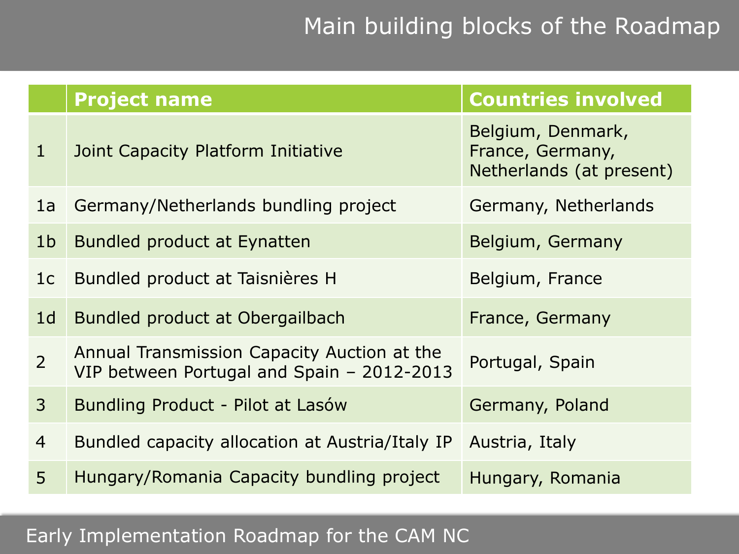# Main building blocks of the Roadmap

| | Project name | Countries involved |
|---|---|---|
| 1 | Joint Capacity Platform Initiative | Belgium, Denmark, France, Germany, Netherlands (at present) |
| 1a | Germany/Netherlands bundling project | Germany, Netherlands |
| 1b | Bundled product at Eynatten | Belgium, Germany |
| 1c | Bundled product at Taisnières H | Belgium, France |
| 1d | Bundled product at Obergailbach | France, Germany |
| 2 | Annual Transmission Capacity Auction at the VIP between Portugal and Spain – 2012-2013 | Portugal, Spain |
| 3 | Bundling Product - Pilot at Lasów | Germany, Poland |
| 4 | Bundled capacity allocation at Austria/Italy IP | Austria, Italy |
| 5 | Hungary/Romania Capacity bundling project | Hungary, Romania |

Early Implementation Roadmap for the CAM NC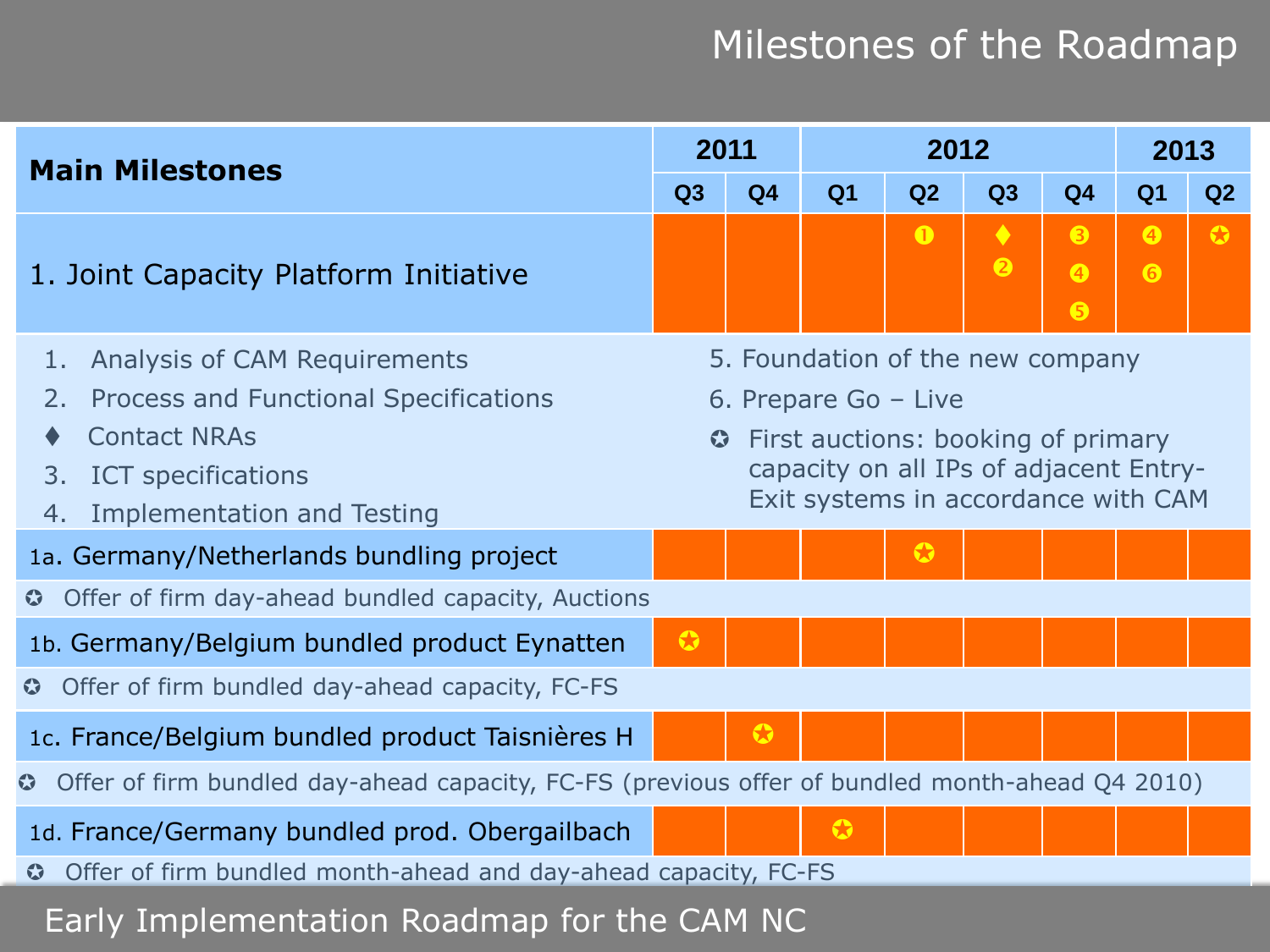# Milestones of the Roadmap

| Main Milestones | 2011 | | 2012 | | | | 2013 | |
|---|---|---|---|---|---|---|---|---|
| | Q3 | Q4 | Q1 | Q2 | Q3 | Q4 | Q1 | Q2 |
| 1. Joint Capacity Platform Initiative | | | | ❶ | ♦ ❷ | ❸ ❹ ❺ | ❹ ❻ | ✪ |
| 1a. Germany/Netherlands bundling project | | | | ✪ | | | | |
| 1b. Germany/Belgium bundled product Eynatten | ✪ | | | | | | | |
| 1c. France/Belgium bundled product Taisnières H | | ✪ | | | | | | |
| 1d. France/Germany bundled prod. Obergailbach | | | ✪ | | | | | |

**1. Joint Capacity Platform Initiative:**

1. Analysis of CAM Requirements
2. Process and Functional Specifications

♦ Contact NRAs

3. ICT specifications
4. Implementation and Testing
5. Foundation of the new company
6. Prepare Go – Live

✪ First auctions: booking of primary capacity on all IPs of adjacent Entry-Exit systems in accordance with CAM

**1a. Germany/Netherlands bundling project:**
✪ Offer of firm day-ahead bundled capacity, Auctions

**1b. Germany/Belgium bundled product Eynatten:**
✪ Offer of firm bundled day-ahead capacity, FC-FS

**1c. France/Belgium bundled product Taisnières H:**
✪ Offer of firm bundled day-ahead capacity, FC-FS (previous offer of bundled month-ahead Q4 2010)

**1d. France/Germany bundled prod. Obergailbach:**
✪ Offer of firm bundled month-ahead and day-ahead capacity, FC-FS

Early Implementation Roadmap for the CAM NC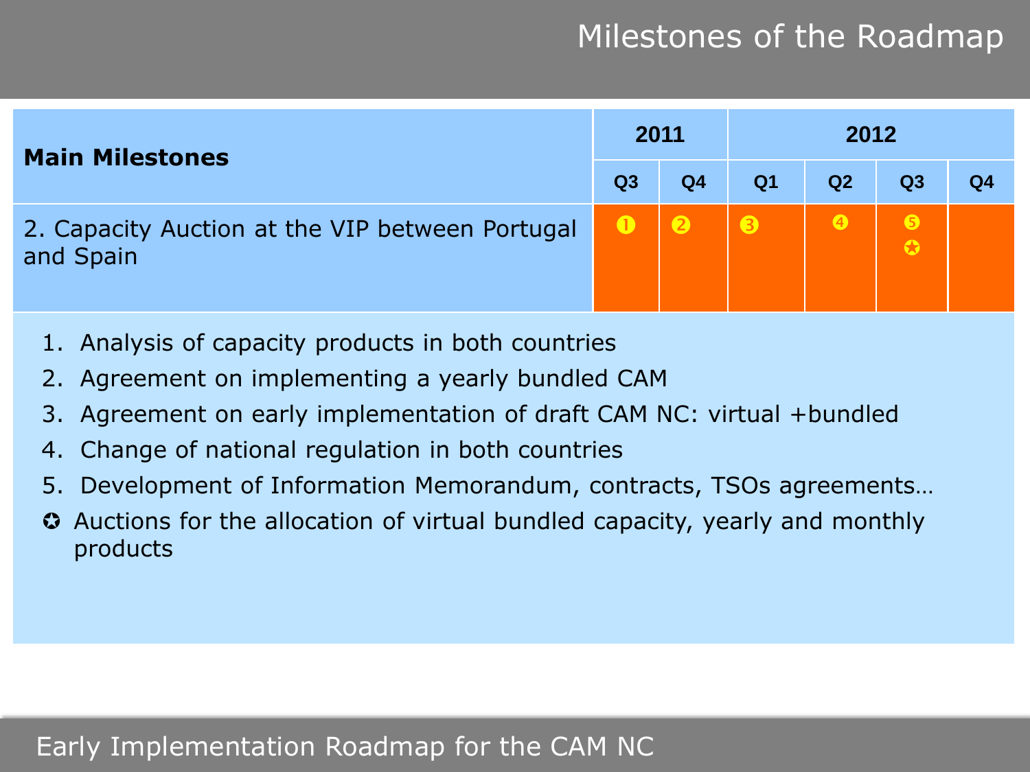# Milestones of the Roadmap

| Main Milestones | 2011 | | 2012 | | | |
|---|---|---|---|---|---|---|
| | Q3 | Q4 | Q1 | Q2 | Q3 | Q4 |
| 2. Capacity Auction at the VIP between Portugal and Spain | ❶ | ❷ | ❸ | ❹ | ❺ ✪ | |

1. Analysis of capacity products in both countries
2. Agreement on implementing a yearly bundled CAM
3. Agreement on early implementation of draft CAM NC: virtual +bundled
4. Change of national regulation in both countries
5. Development of Information Memorandum, contracts, TSOs agreements…

✪ Auctions for the allocation of virtual bundled capacity, yearly and monthly products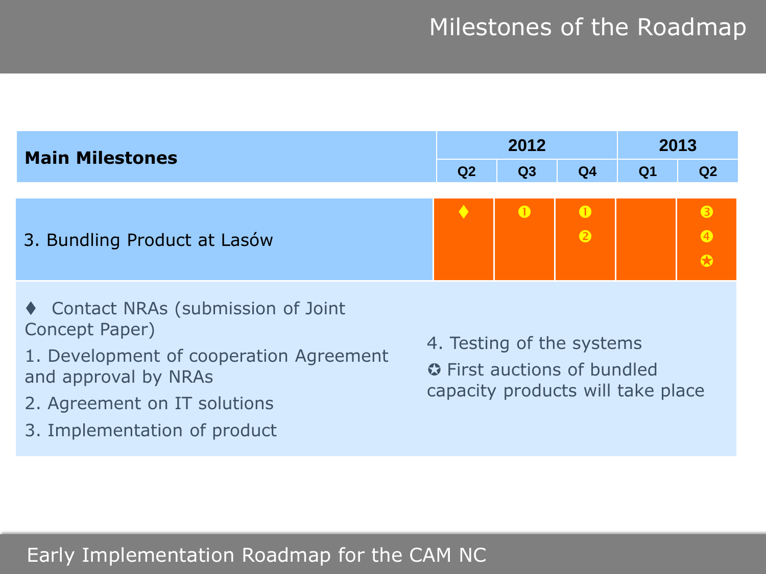# Milestones of the Roadmap

| Main Milestones | 2012 | | | 2013 | |
|---|---|---|---|---|---|
| | Q2 | Q3 | Q4 | Q1 | Q2 |
| 3. Bundling Product at Lasów | ♦ | ❶ | ❶ ❷ | | ❸ ❹ ✪ |

♦ Contact NRAs (submission of Joint Concept Paper)

1. Development of cooperation Agreement and approval by NRAs
2. Agreement on IT solutions
3. Implementation of product
4. Testing of the systems

✪ First auctions of bundled capacity products will take place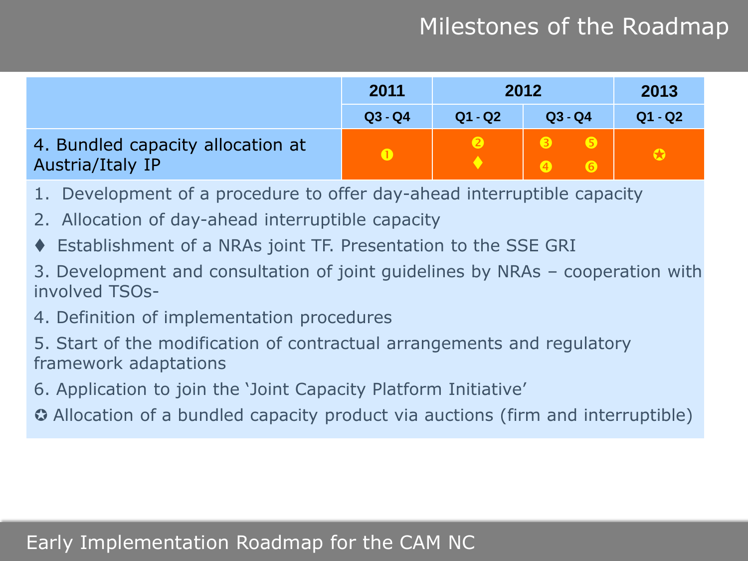# Milestones of the Roadmap

| | 2011 | 2012 | | 2013 |
|---|---|---|---|---|
| | Q3 - Q4 | Q1 - Q2 | Q3 - Q4 | Q1 - Q2 |
| 4. Bundled capacity allocation at Austria/Italy IP | ❶ | ❷ ♦ | ❸ ❺ ❹ ❻ | ✪ |

1. Development of a procedure to offer day-ahead interruptible capacity
2. Allocation of day-ahead interruptible capacity

♦ Establishment of a NRAs joint TF. Presentation to the SSE GRI

3. Development and consultation of joint guidelines by NRAs – cooperation with involved TSOs-
4. Definition of implementation procedures
5. Start of the modification of contractual arrangements and regulatory framework adaptations
6. Application to join the 'Joint Capacity Platform Initiative'

✪ Allocation of a bundled capacity product via auctions (firm and interruptible)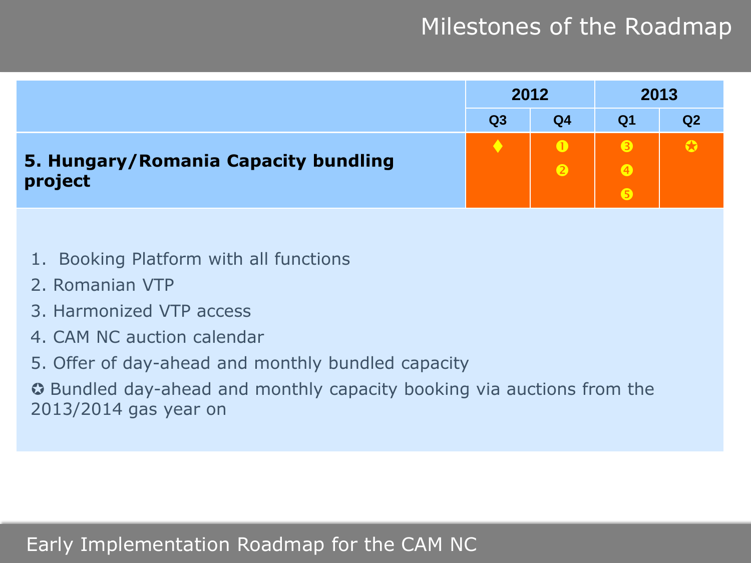# Milestones of the Roadmap

| | 2012 | | 2013 | |
|---|---|---|---|---|
| | Q3 | Q4 | Q1 | Q2 |
| **5. Hungary/Romania Capacity bundling project** | ♦ | ❶ ❷ | ❸ ❹ ❺ | ✪ |

1. Booking Platform with all functions
2. Romanian VTP
3. Harmonized VTP access
4. CAM NC auction calendar
5. Offer of day-ahead and monthly bundled capacity

✪ Bundled day-ahead and monthly capacity booking via auctions from the 2013/2014 gas year on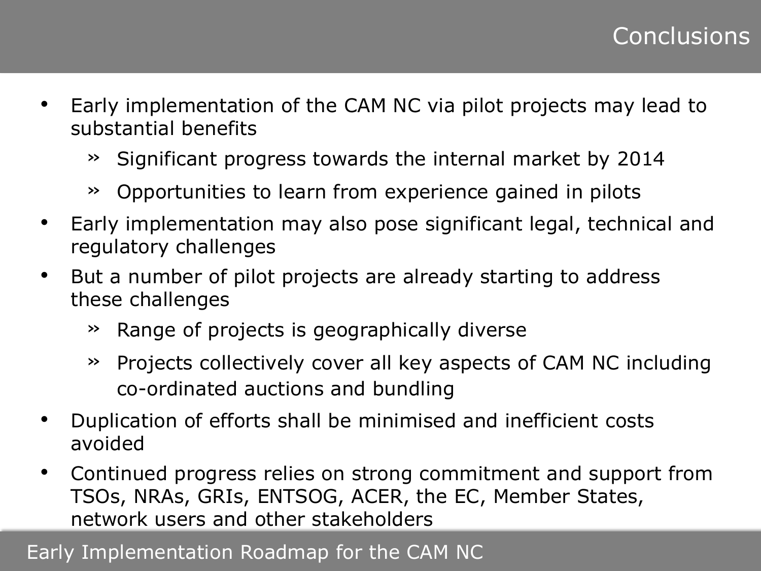# Conclusions

- Early implementation of the CAM NC via pilot projects may lead to substantial benefits
  - Significant progress towards the internal market by 2014
  - Opportunities to learn from experience gained in pilots
- Early implementation may also pose significant legal, technical and regulatory challenges
- But a number of pilot projects are already starting to address these challenges
  - Range of projects is geographically diverse
  - Projects collectively cover all key aspects of CAM NC including co-ordinated auctions and bundling
- Duplication of efforts shall be minimised and inefficient costs avoided
- Continued progress relies on strong commitment and support from TSOs, NRAs, GRIs, ENTSOG, ACER, the EC, Member States, network users and other stakeholders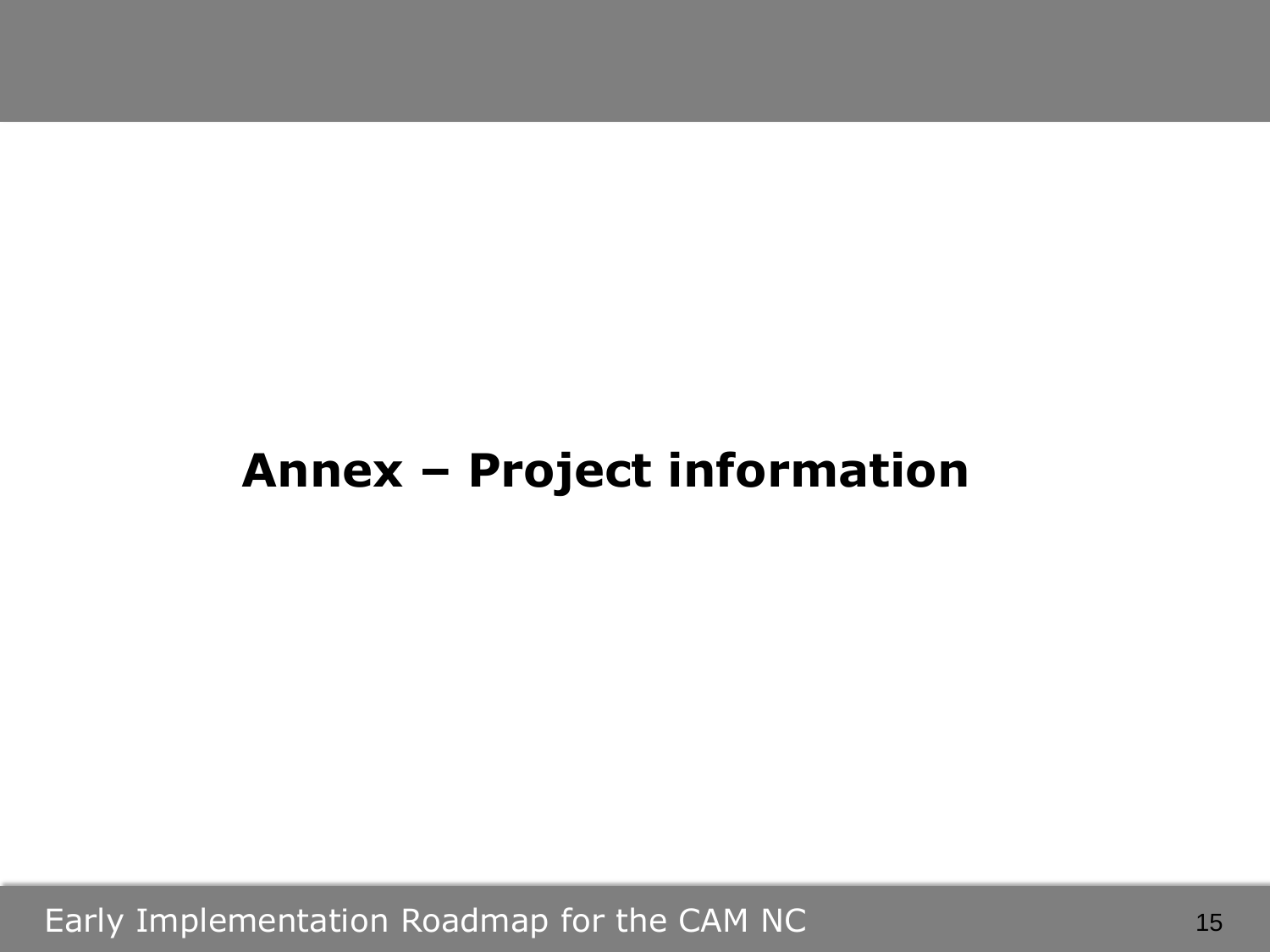# Annex – Project information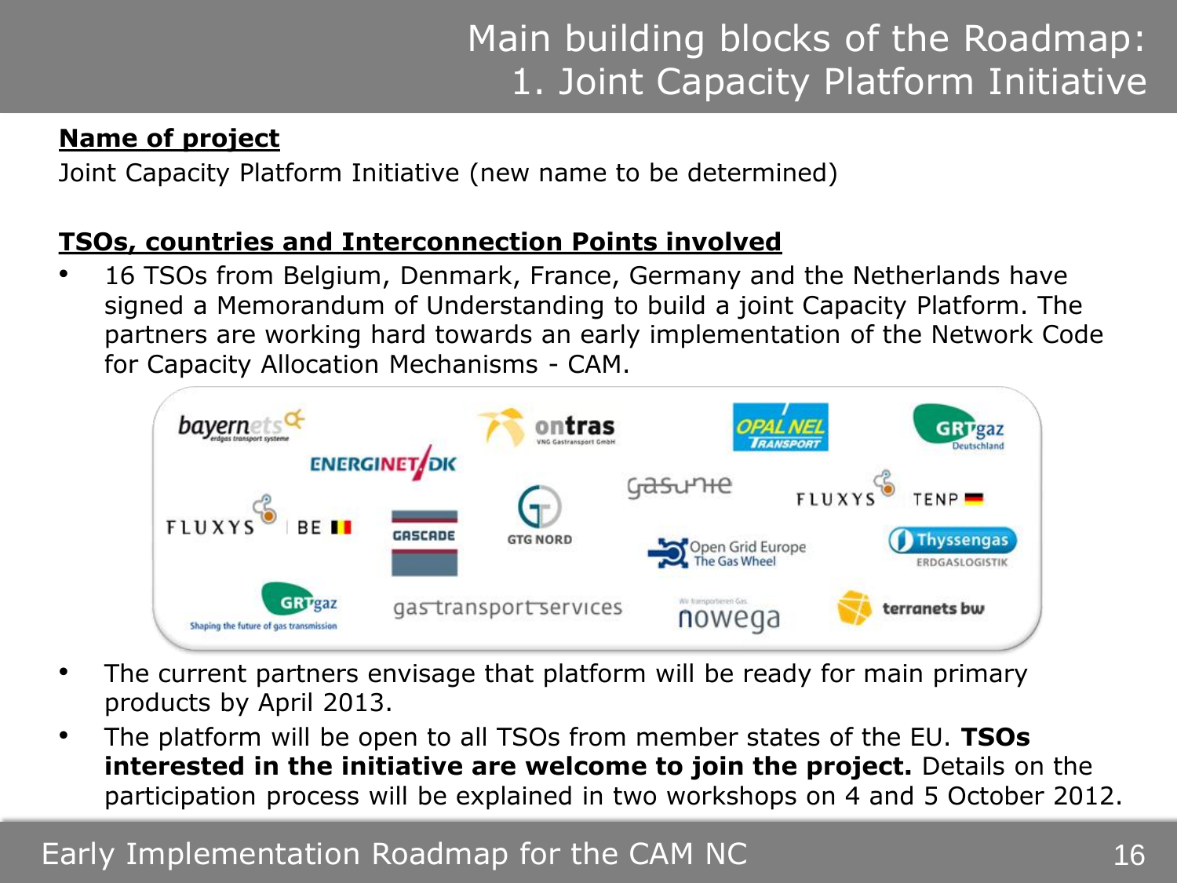# Main building blocks of the Roadmap: 1. Joint Capacity Platform Initiative

**Name of project**

Joint Capacity Platform Initiative (new name to be determined)

**TSOs, countries and Interconnection Points involved**

- 16 TSOs from Belgium, Denmark, France, Germany and the Netherlands have signed a Memorandum of Understanding to build a joint Capacity Platform. The partners are working hard towards an early implementation of the Network Code for Capacity Allocation Mechanisms - CAM.
- The current partners envisage that platform will be ready for main primary products by April 2013.
- The platform will be open to all TSOs from member states of the EU. **TSOs interested in the initiative are welcome to join the project.** Details on the participation process will be explained in two workshops on 4 and 5 October 2012.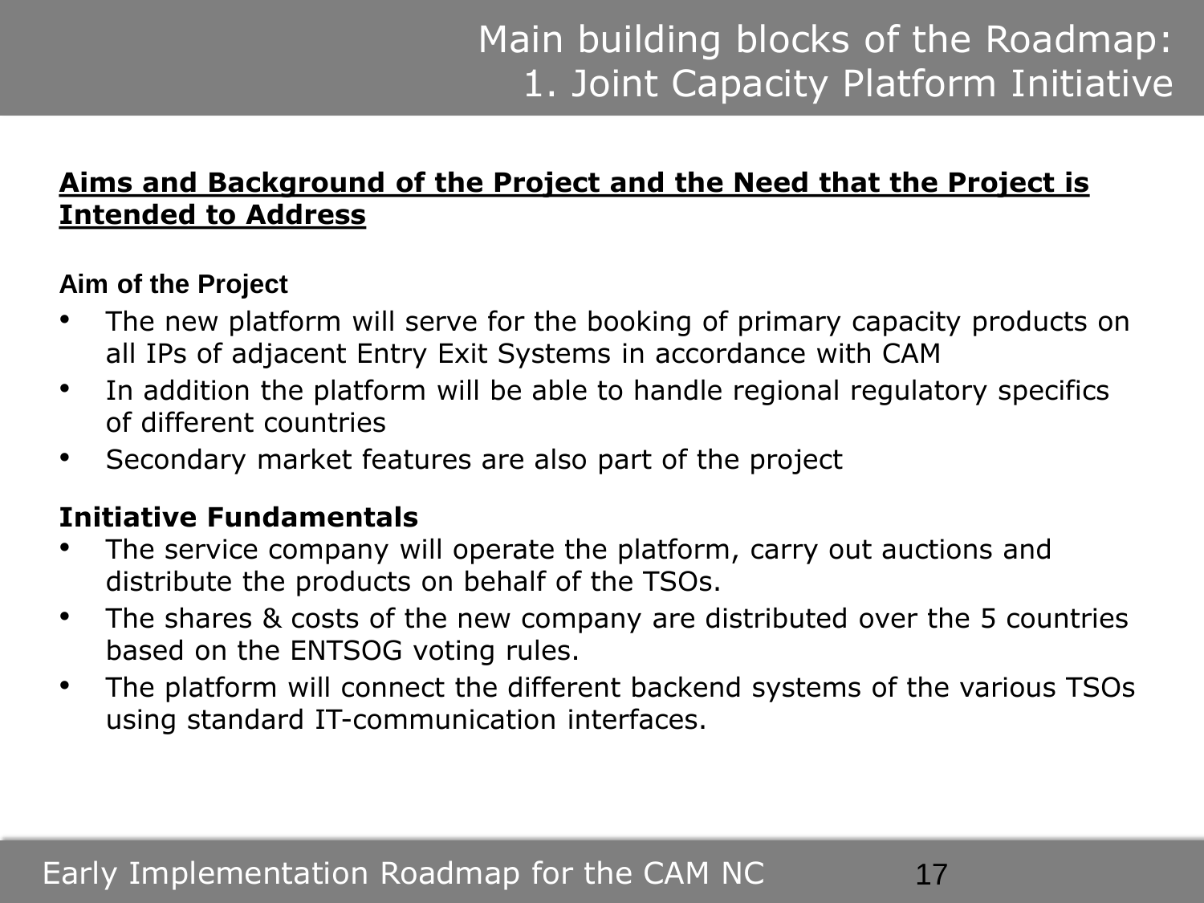# Main building blocks of the Roadmap: 1. Joint Capacity Platform Initiative

**Aims and Background of the Project and the Need that the Project is Intended to Address**

**Aim of the Project**

- The new platform will serve for the booking of primary capacity products on all IPs of adjacent Entry Exit Systems in accordance with CAM
- In addition the platform will be able to handle regional regulatory specifics of different countries
- Secondary market features are also part of the project

**Initiative Fundamentals**

- The service company will operate the platform, carry out auctions and distribute the products on behalf of the TSOs.
- The shares & costs of the new company are distributed over the 5 countries based on the ENTSOG voting rules.
- The platform will connect the different backend systems of the various TSOs using standard IT-communication interfaces.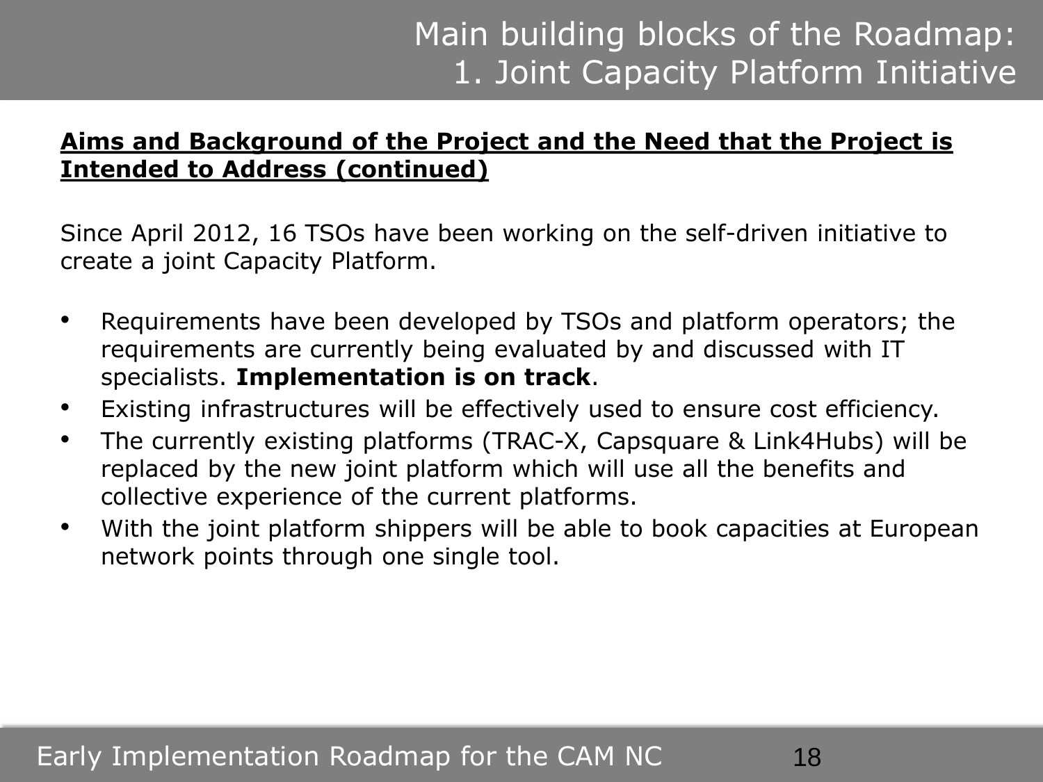# Main building blocks of the Roadmap: 1. Joint Capacity Platform Initiative

**Aims and Background of the Project and the Need that the Project is Intended to Address (continued)**

Since April 2012, 16 TSOs have been working on the self-driven initiative to create a joint Capacity Platform.

- Requirements have been developed by TSOs and platform operators; the requirements are currently being evaluated by and discussed with IT specialists. **Implementation is on track**.
- Existing infrastructures will be effectively used to ensure cost efficiency.
- The currently existing platforms (TRAC-X, Capsquare & Link4Hubs) will be replaced by the new joint platform which will use all the benefits and collective experience of the current platforms.
- With the joint platform shippers will be able to book capacities at European network points through one single tool.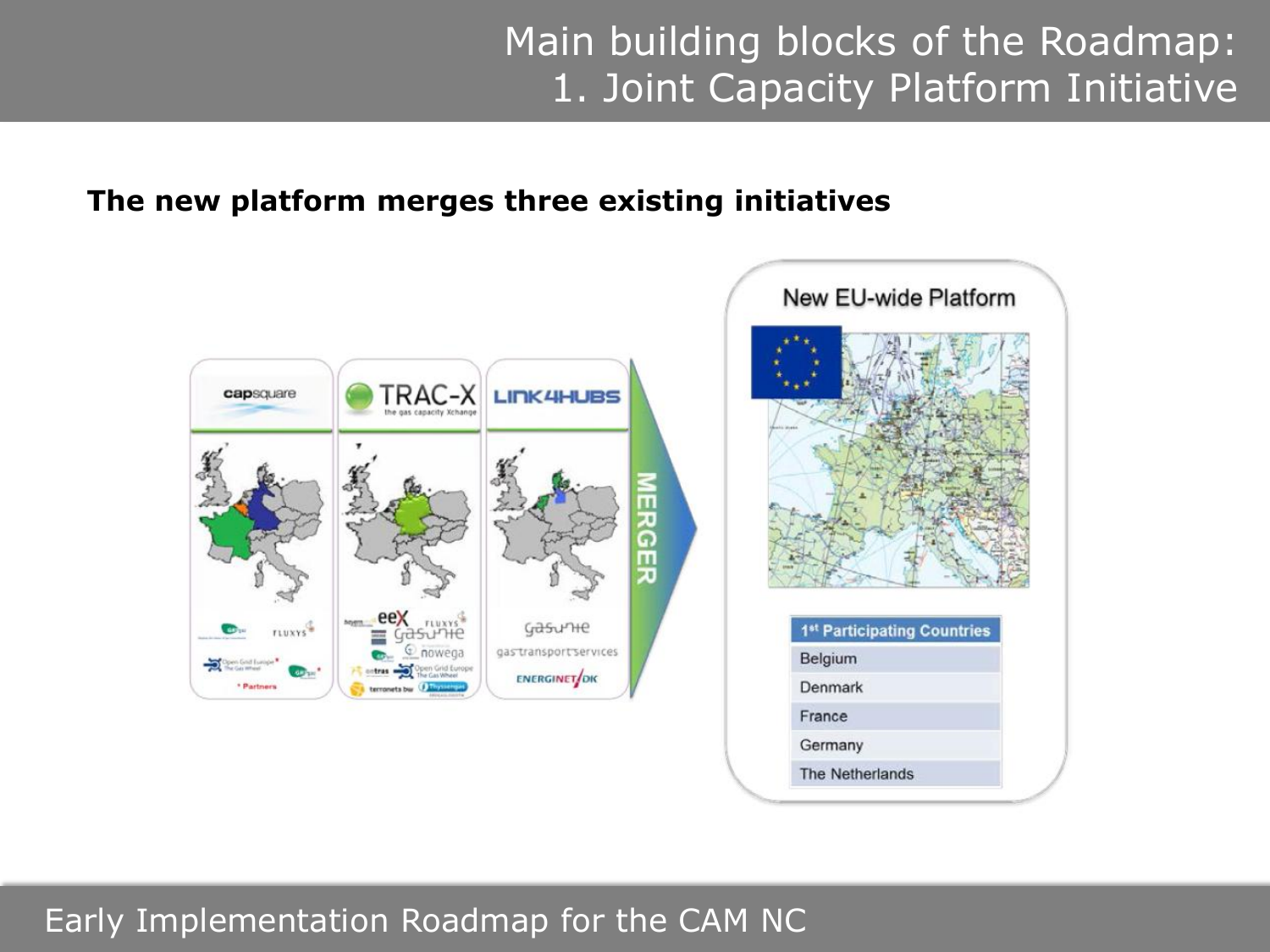# Main building blocks of the Roadmap: 1. Joint Capacity Platform Initiative

**The new platform merges three existing initiatives**

capsquare

TRAC-X the gas capacity Xchange

LINK4HUBS

MERGER

New EU-wide Platform

| 1st Participating Countries |
| --- |
| Belgium |
| Denmark |
| France |
| Germany |
| The Netherlands |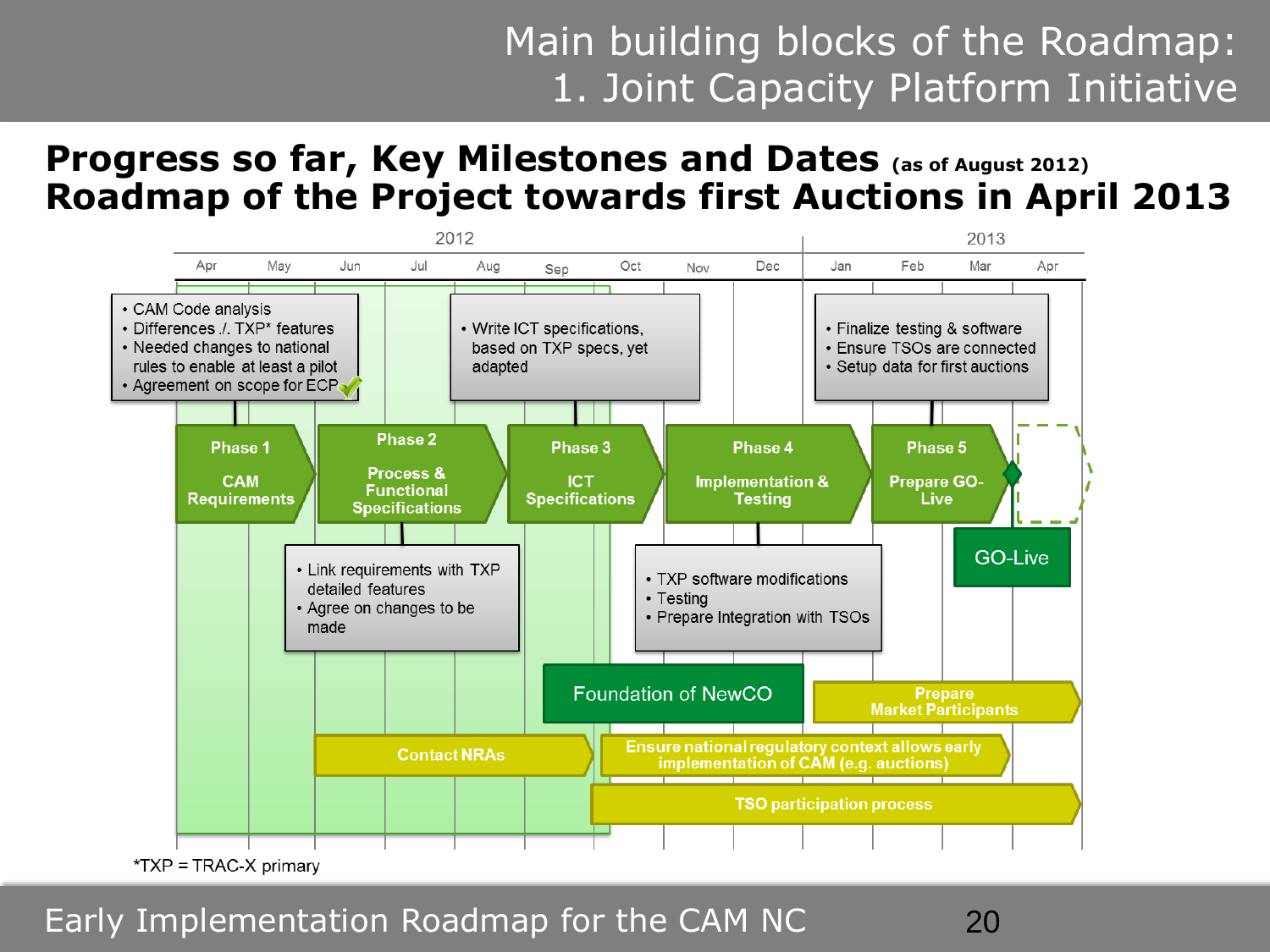# Main building blocks of the Roadmap: 1. Joint Capacity Platform Initiative

## Progress so far, Key Milestones and Dates (as of August 2012)
## Roadmap of the Project towards first Auctions in April 2013

2012: Apr, May, Jun, Jul, Aug, Sep, Oct, Nov, Dec | 2013: Jan, Feb, Mar, Apr

- CAM Code analysis
- Differences ./. TXP* features
- Needed changes to national rules to enable at least a pilot
- Agreement on scope for ECP ✓

**Phase 1** – **CAM Requirements**

**Phase 2** – **Process & Functional Specifications**

- Link requirements with TXP detailed features
- Agree on changes to be made

- Write ICT specifications, based on TXP specs, yet adapted

**Phase 3** – **ICT Specifications**

**Phase 4** – **Implementation & Testing**

- TXP software modifications
- Testing
- Prepare Integration with TSOs

- Finalize testing & software
- Ensure TSOs are connected
- Setup data for first auctions

**Phase 5** – **Prepare GO-Live**

GO-Live

Foundation of NewCO

**Prepare Market Participants**

**Contact NRAs**

**Ensure national regulatory context allows early implementation of CAM (e.g. auctions)**

**TSO participation process**

*TXP = TRAC-X primary

Early Implementation Roadmap for the CAM NC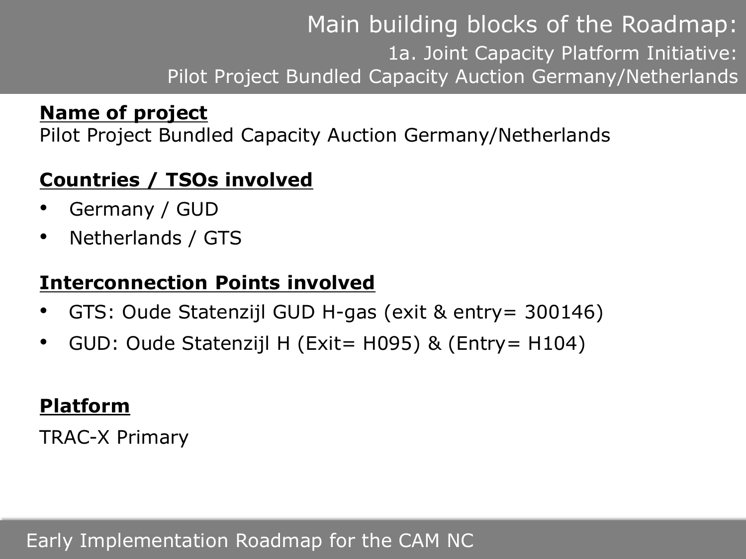# Main building blocks of the Roadmap:

## 1a. Joint Capacity Platform Initiative: Pilot Project Bundled Capacity Auction Germany/Netherlands

**Name of project**

Pilot Project Bundled Capacity Auction Germany/Netherlands

**Countries / TSOs involved**

- Germany / GUD
- Netherlands / GTS

**Interconnection Points involved**

- GTS: Oude Statenzijl GUD H-gas (exit & entry= 300146)
- GUD: Oude Statenzijl H (Exit= H095) & (Entry= H104)

**Platform**

TRAC-X Primary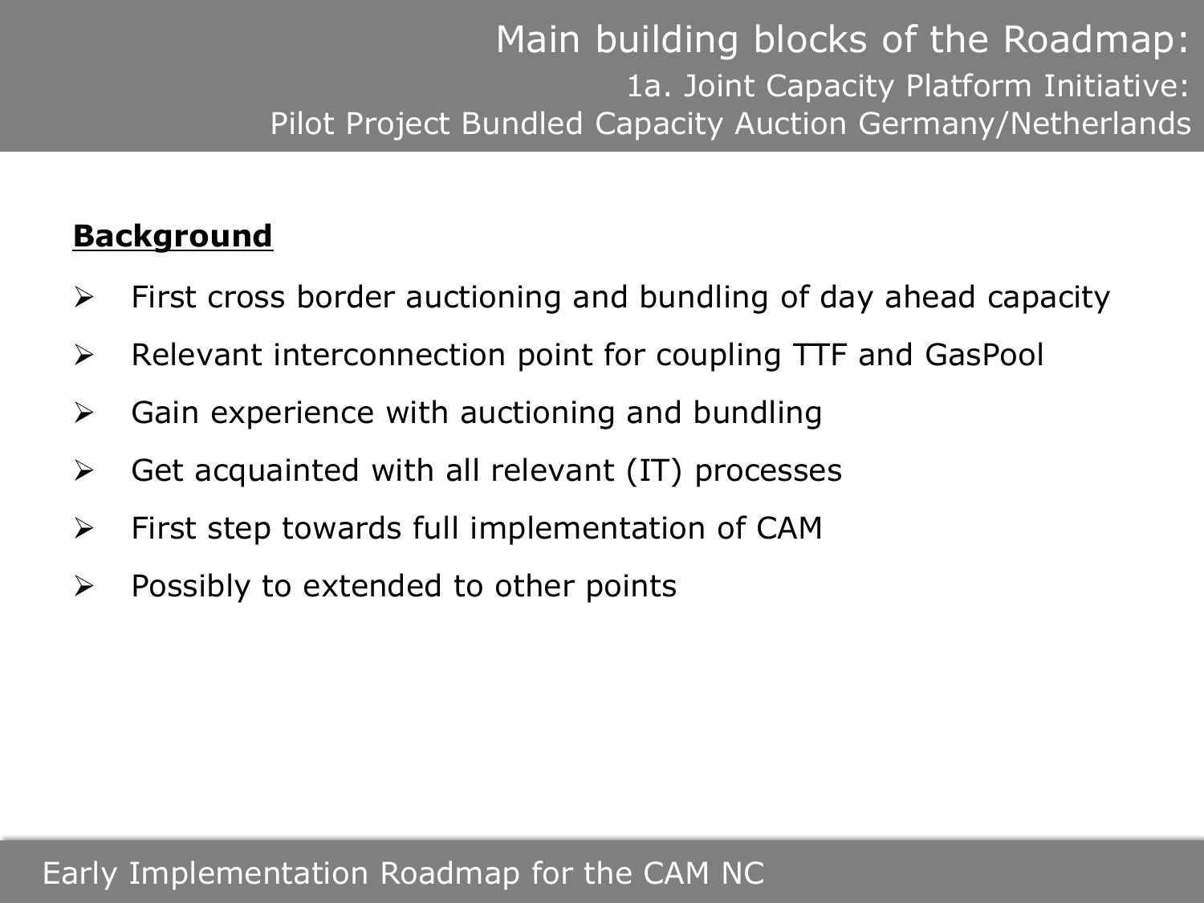# Main building blocks of the Roadmap:

## 1a. Joint Capacity Platform Initiative: Pilot Project Bundled Capacity Auction Germany/Netherlands

**Background**

- First cross border auctioning and bundling of day ahead capacity
- Relevant interconnection point for coupling TTF and GasPool
- Gain experience with auctioning and bundling
- Get acquainted with all relevant (IT) processes
- First step towards full implementation of CAM
- Possibly to extended to other points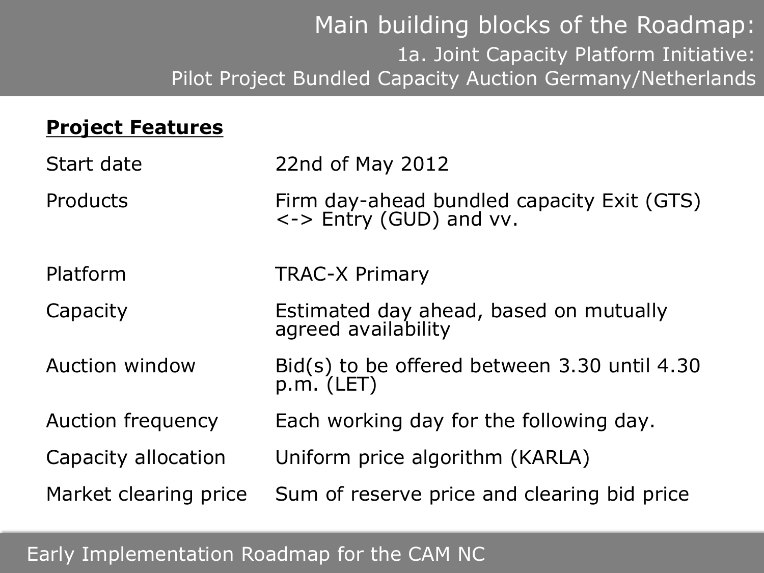# Main building blocks of the Roadmap:

## 1a. Joint Capacity Platform Initiative: Pilot Project Bundled Capacity Auction Germany/Netherlands

**Project Features**

| | |
|---|---|
| Start date | 22nd of May 2012 |
| Products | Firm day-ahead bundled capacity Exit (GTS) <-> Entry (GUD) and vv. |
| Platform | TRAC-X Primary |
| Capacity | Estimated day ahead, based on mutually agreed availability |
| Auction window | Bid(s) to be offered between 3.30 until 4.30 p.m. (LET) |
| Auction frequency | Each working day for the following day. |
| Capacity allocation | Uniform price algorithm (KARLA) |
| Market clearing price | Sum of reserve price and clearing bid price |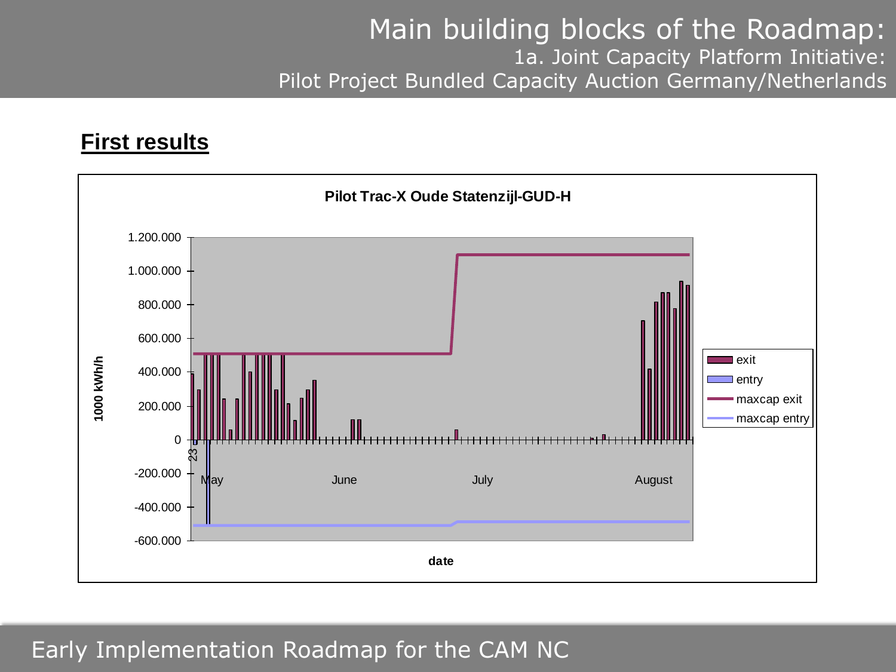# Main building blocks of the Roadmap:

## 1a. Joint Capacity Platform Initiative: Pilot Project Bundled Capacity Auction Germany/Netherlands

### First results

**Pilot Trac-X Oude Statenzijl-GUD-H**

1.200.000
1.000.000
800.000
600.000
400.000
200.000
0
-200.000
-400.000
-600.000

1000 kWh/h

23
May
June
July
August

date

exit
entry
maxcap exit
maxcap entry

Early Implementation Roadmap for the CAM NC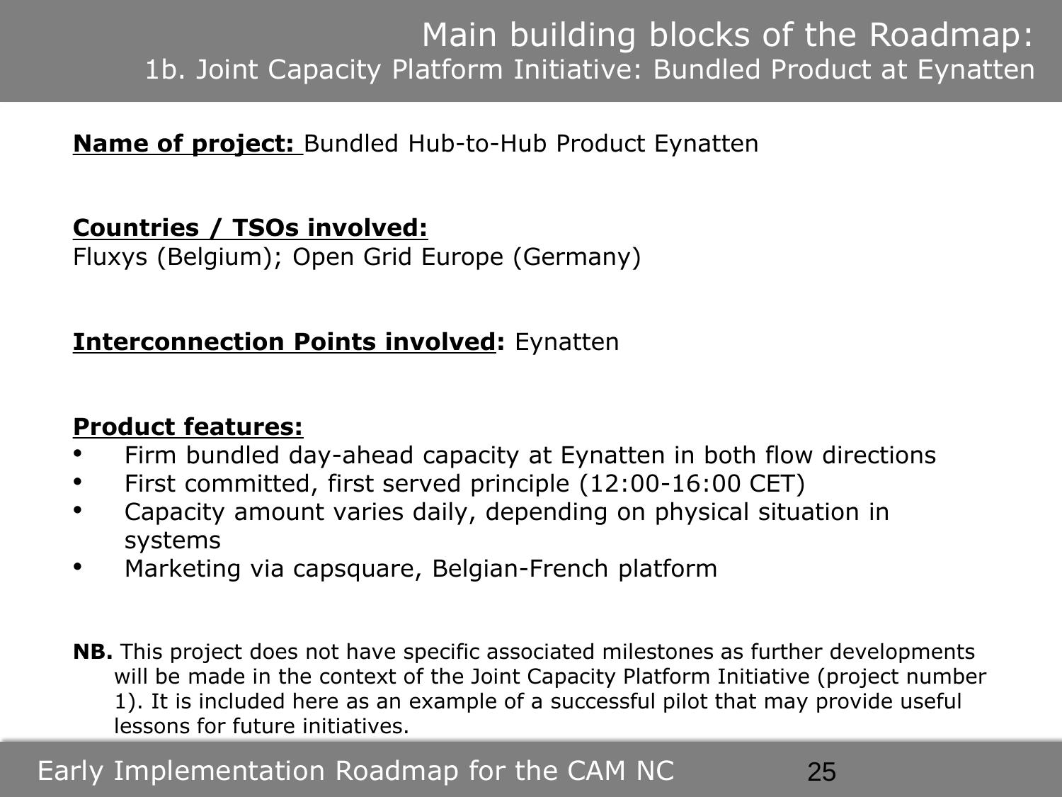# Main building blocks of the Roadmap:

## 1b. Joint Capacity Platform Initiative: Bundled Product at Eynatten

**Name of project:** Bundled Hub-to-Hub Product Eynatten

**Countries / TSOs involved:**
Fluxys (Belgium); Open Grid Europe (Germany)

**Interconnection Points involved:** Eynatten

**Product features:**

- Firm bundled day-ahead capacity at Eynatten in both flow directions
- First committed, first served principle (12:00-16:00 CET)
- Capacity amount varies daily, depending on physical situation in systems
- Marketing via capsquare, Belgian-French platform

**NB.** This project does not have specific associated milestones as further developments will be made in the context of the Joint Capacity Platform Initiative (project number 1). It is included here as an example of a successful pilot that may provide useful lessons for future initiatives.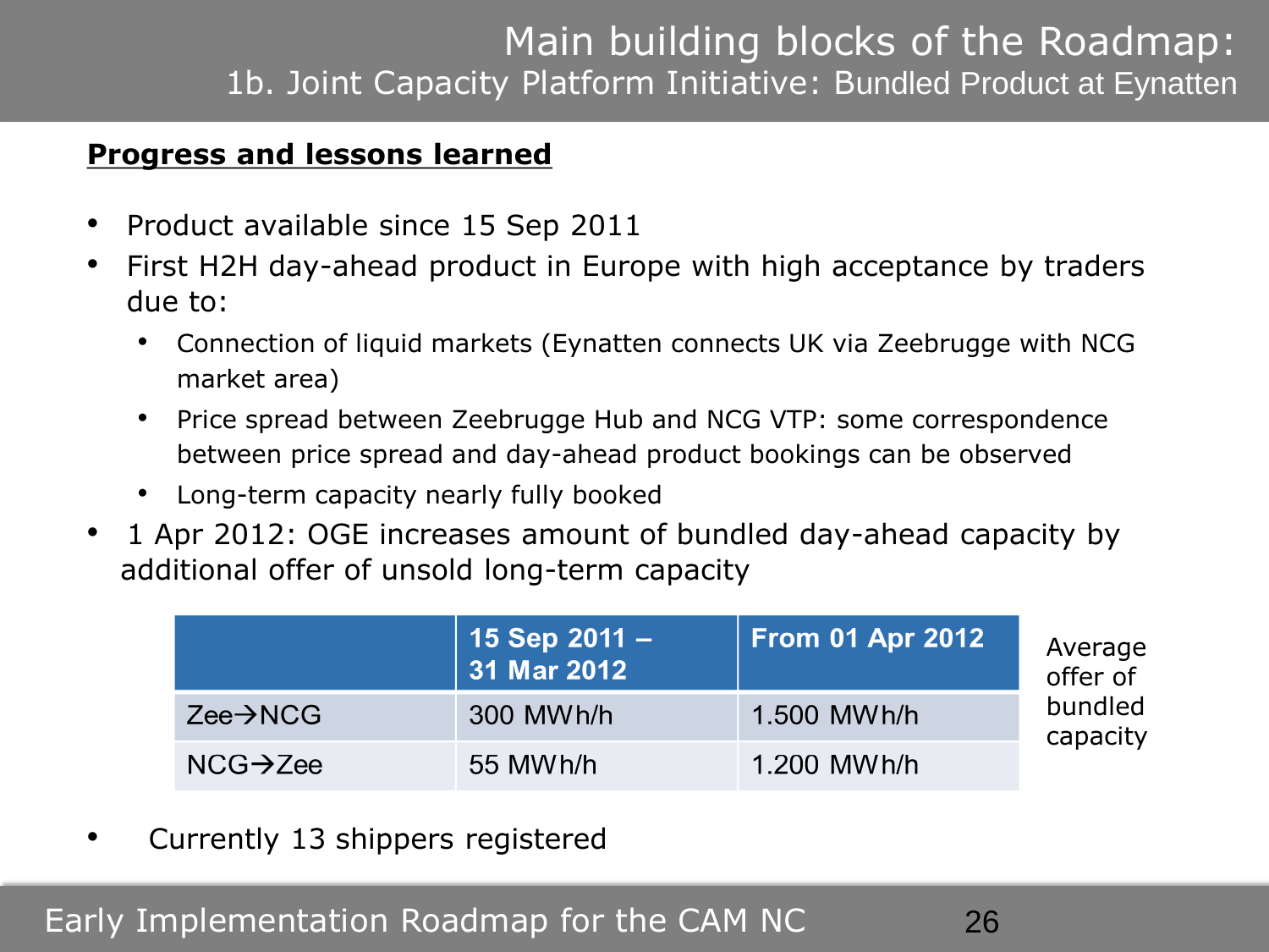# Main building blocks of the Roadmap:

## 1b. Joint Capacity Platform Initiative: Bundled Product at Eynatten

**Progress and lessons learned**

- Product available since 15 Sep 2011
- First H2H day-ahead product in Europe with high acceptance by traders due to:
  - Connection of liquid markets (Eynatten connects UK via Zeebrugge with NCG market area)
  - Price spread between Zeebrugge Hub and NCG VTP: some correspondence between price spread and day-ahead product bookings can be observed
  - Long-term capacity nearly fully booked
- 1 Apr 2012: OGE increases amount of bundled day-ahead capacity by additional offer of unsold long-term capacity

| | 15 Sep 2011 – 31 Mar 2012 | From 01 Apr 2012 |
|---|---|---|
| Zee→NCG | 300 MWh/h | 1.500 MWh/h |
| NCG→Zee | 55 MWh/h | 1.200 MWh/h |

Average offer of bundled capacity

- Currently 13 shippers registered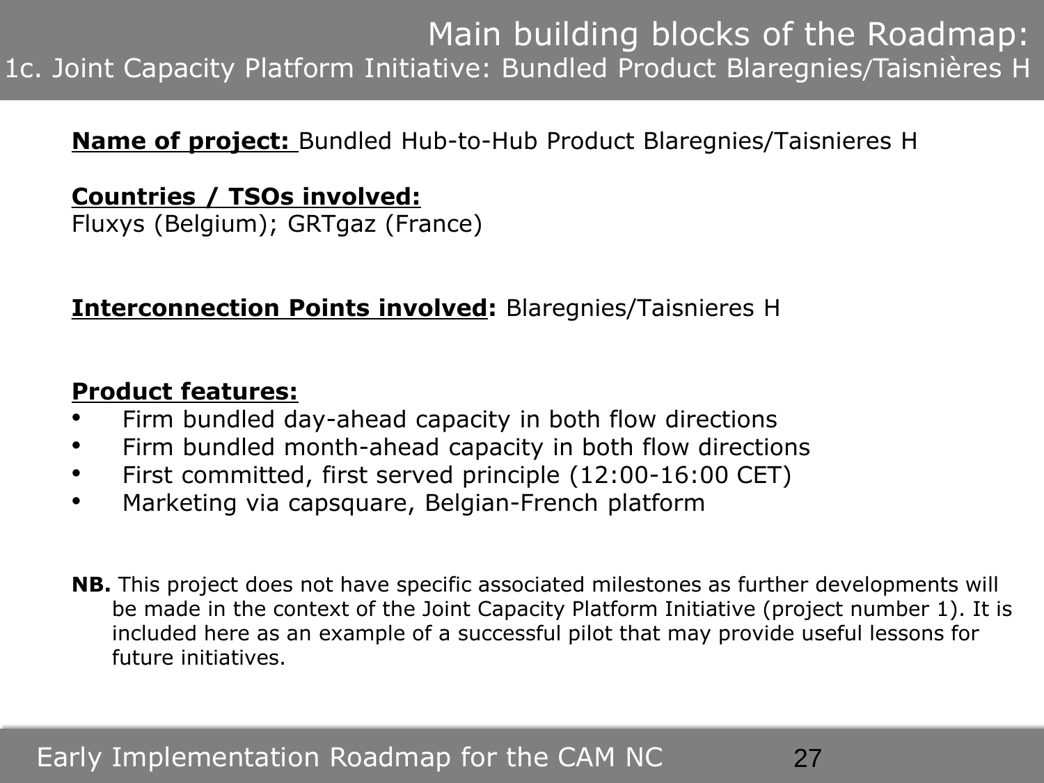# Main building blocks of the Roadmap:

## 1c. Joint Capacity Platform Initiative: Bundled Product Blaregnies/Taisnières H

**Name of project:** Bundled Hub-to-Hub Product Blaregnies/Taisnieres H

**Countries / TSOs involved:**
Fluxys (Belgium); GRTgaz (France)

**Interconnection Points involved:** Blaregnies/Taisnieres H

**Product features:**

- Firm bundled day-ahead capacity in both flow directions
- Firm bundled month-ahead capacity in both flow directions
- First committed, first served principle (12:00-16:00 CET)
- Marketing via capsquare, Belgian-French platform

**NB.** This project does not have specific associated milestones as further developments will be made in the context of the Joint Capacity Platform Initiative (project number 1). It is included here as an example of a successful pilot that may provide useful lessons for future initiatives.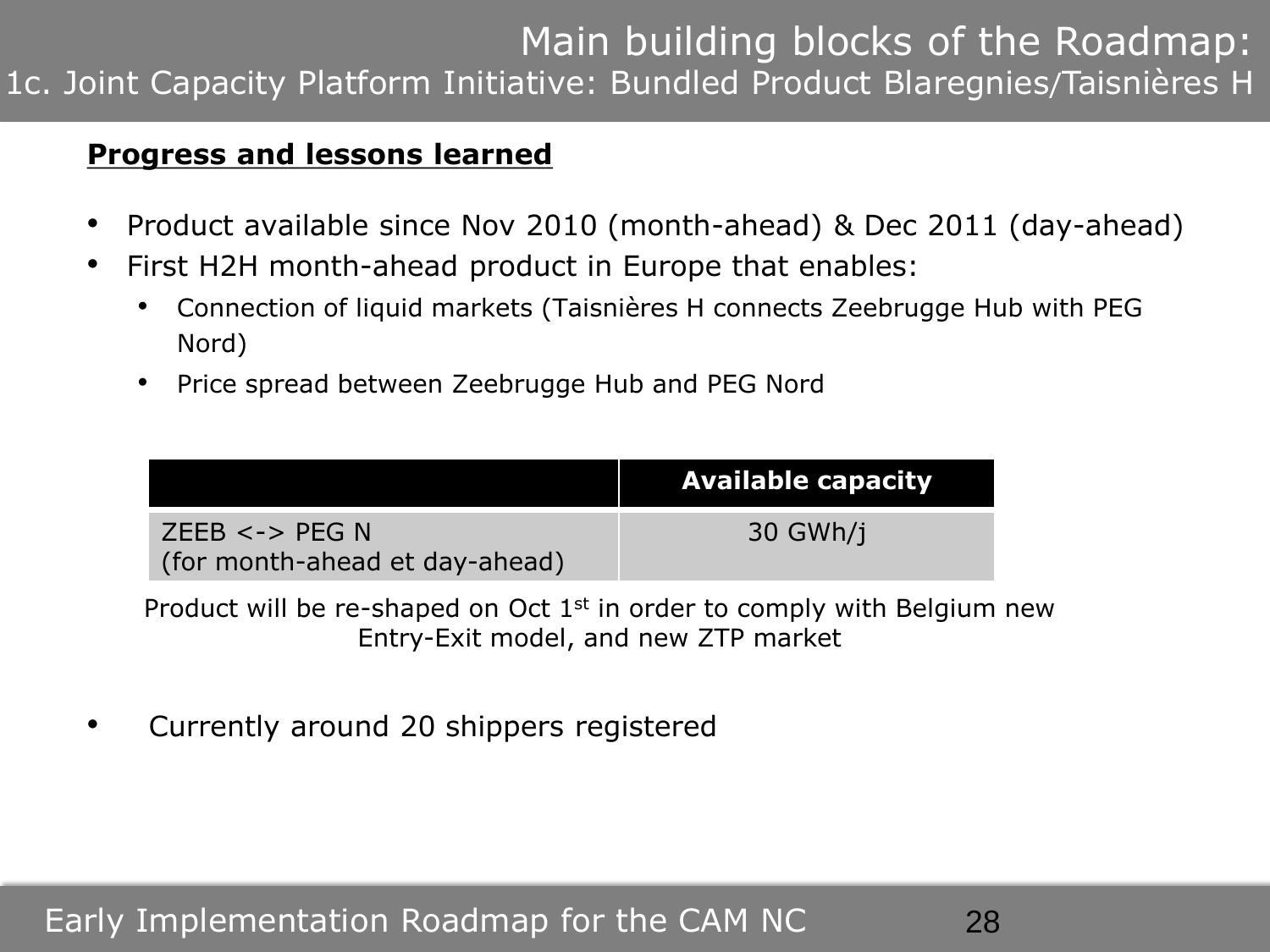# Main building blocks of the Roadmap:
## 1c. Joint Capacity Platform Initiative: Bundled Product Blaregnies/Taisnières H

**Progress and lessons learned**

- Product available since Nov 2010 (month-ahead) & Dec 2011 (day-ahead)
- First H2H month-ahead product in Europe that enables:
  - Connection of liquid markets (Taisnières H connects Zeebrugge Hub with PEG Nord)
  - Price spread between Zeebrugge Hub and PEG Nord

| | **Available capacity** |
|---|---|
| ZEEB <-> PEG N (for month-ahead et day-ahead) | 30 GWh/j |

Product will be re-shaped on Oct 1st in order to comply with Belgium new Entry-Exit model, and new ZTP market

- Currently around 20 shippers registered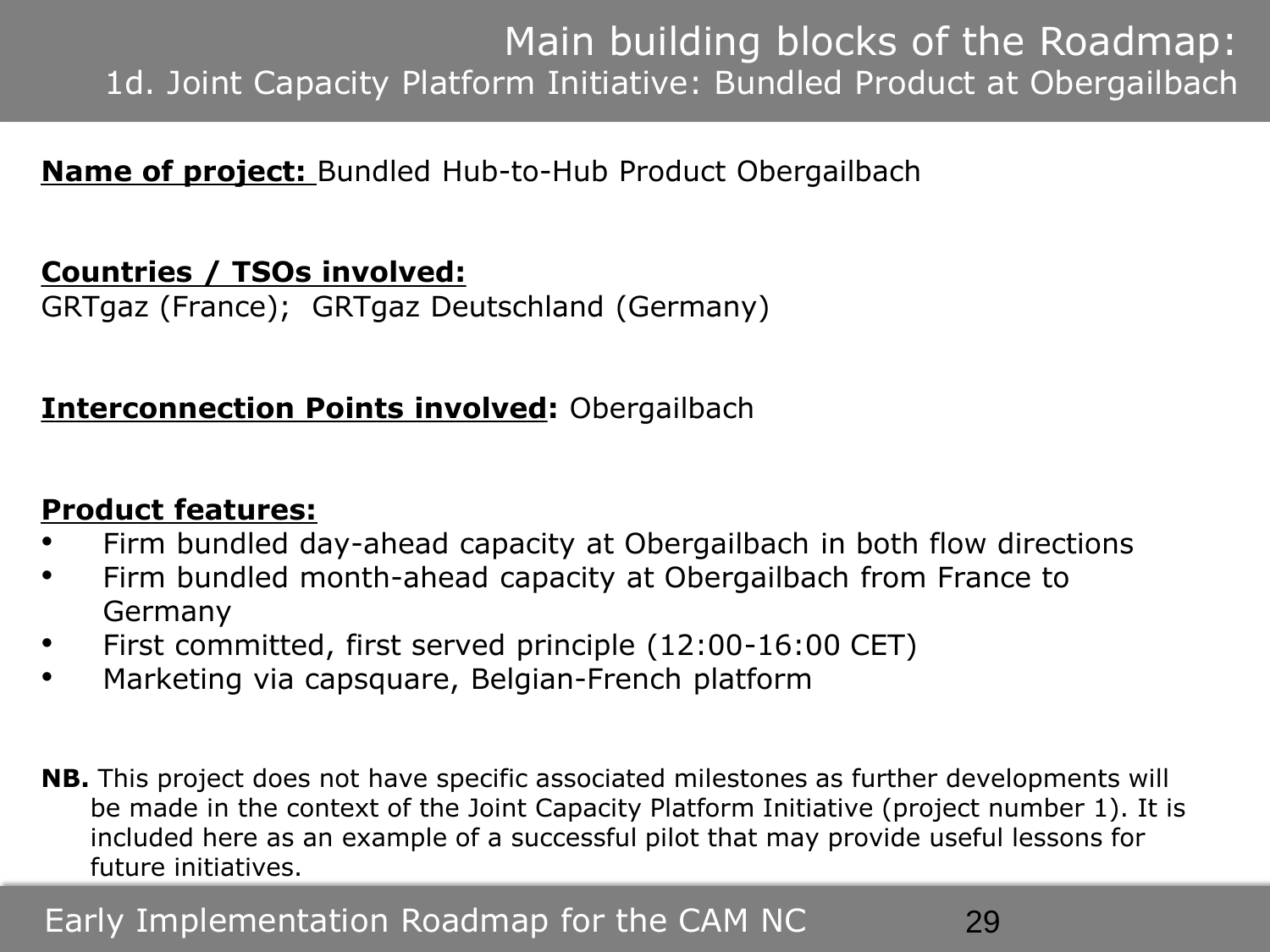# Main building blocks of the Roadmap:

## 1d. Joint Capacity Platform Initiative: Bundled Product at Obergailbach

**Name of project:** Bundled Hub-to-Hub Product Obergailbach

**Countries / TSOs involved:**
GRTgaz (France); GRTgaz Deutschland (Germany)

**Interconnection Points involved:** Obergailbach

**Product features:**

- Firm bundled day-ahead capacity at Obergailbach in both flow directions
- Firm bundled month-ahead capacity at Obergailbach from France to Germany
- First committed, first served principle (12:00-16:00 CET)
- Marketing via capsquare, Belgian-French platform

**NB.** This project does not have specific associated milestones as further developments will be made in the context of the Joint Capacity Platform Initiative (project number 1). It is included here as an example of a successful pilot that may provide useful lessons for future initiatives.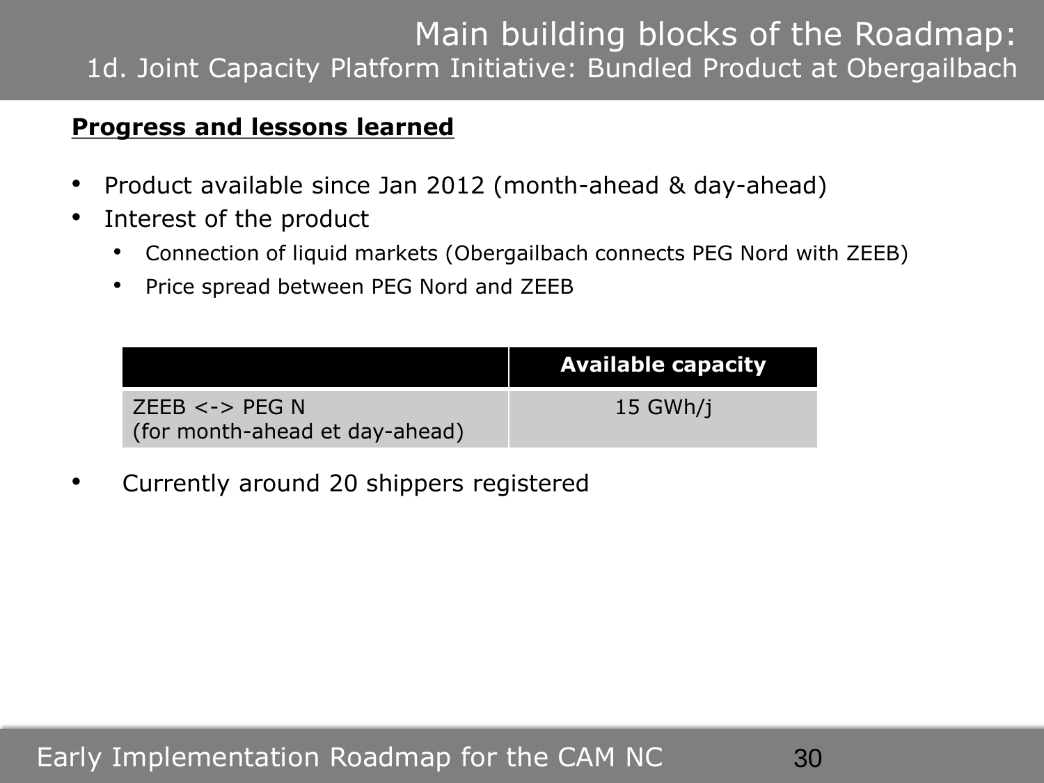# Main building blocks of the Roadmap:

## 1d. Joint Capacity Platform Initiative: Bundled Product at Obergailbach

**Progress and lessons learned**

- Product available since Jan 2012 (month-ahead & day-ahead)
- Interest of the product
  - Connection of liquid markets (Obergailbach connects PEG Nord with ZEEB)
  - Price spread between PEG Nord and ZEEB

| | Available capacity |
|---|---|
| ZEEB <-> PEG N (for month-ahead et day-ahead) | 15 GWh/j |

- Currently around 20 shippers registered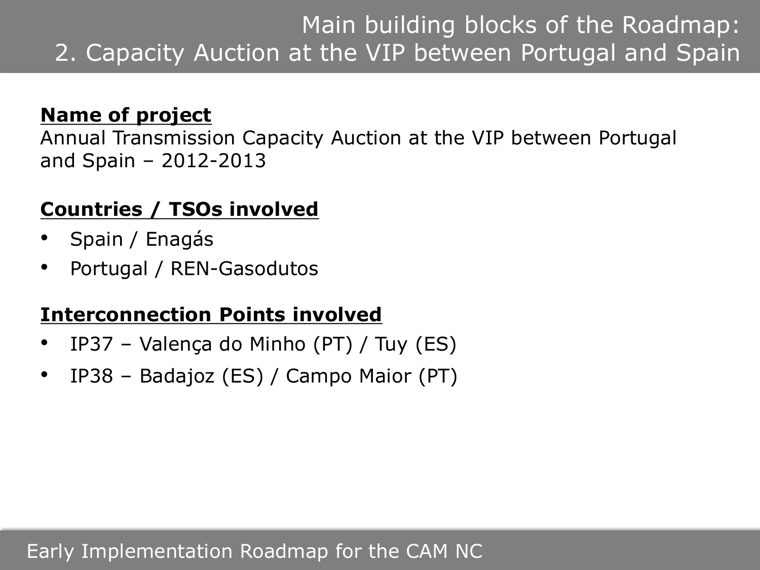# Main building blocks of the Roadmap: 2. Capacity Auction at the VIP between Portugal and Spain

**Name of project**

Annual Transmission Capacity Auction at the VIP between Portugal and Spain – 2012-2013

**Countries / TSOs involved**

- Spain / Enagás
- Portugal / REN-Gasodutos

**Interconnection Points involved**

- IP37 – Valença do Minho (PT) / Tuy (ES)
- IP38 – Badajoz (ES) / Campo Maior (PT)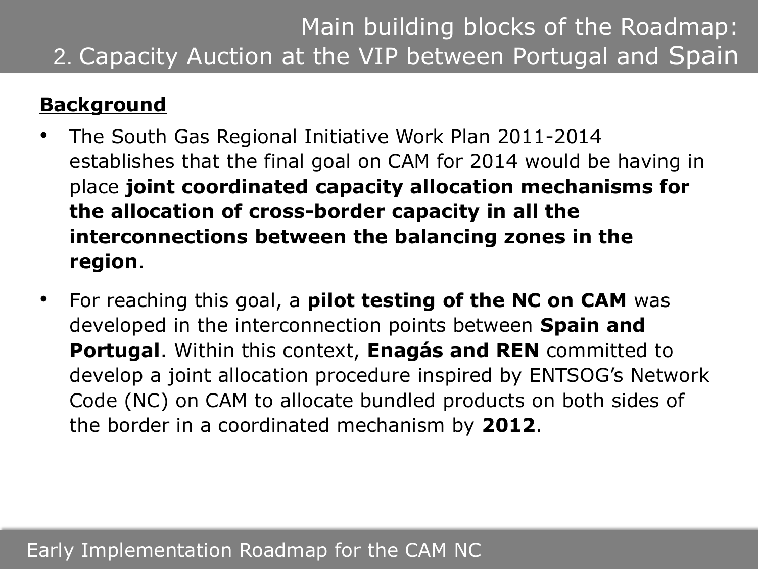# Main building blocks of the Roadmap:
# 2. Capacity Auction at the VIP between Portugal and Spain

**Background**

- The South Gas Regional Initiative Work Plan 2011-2014 establishes that the final goal on CAM for 2014 would be having in place **joint coordinated capacity allocation mechanisms for the allocation of cross-border capacity in all the interconnections between the balancing zones in the region**.
- For reaching this goal, a **pilot testing of the NC on CAM** was developed in the interconnection points between **Spain and Portugal**. Within this context, **Enagás and REN** committed to develop a joint allocation procedure inspired by ENTSOG's Network Code (NC) on CAM to allocate bundled products on both sides of the border in a coordinated mechanism by **2012**.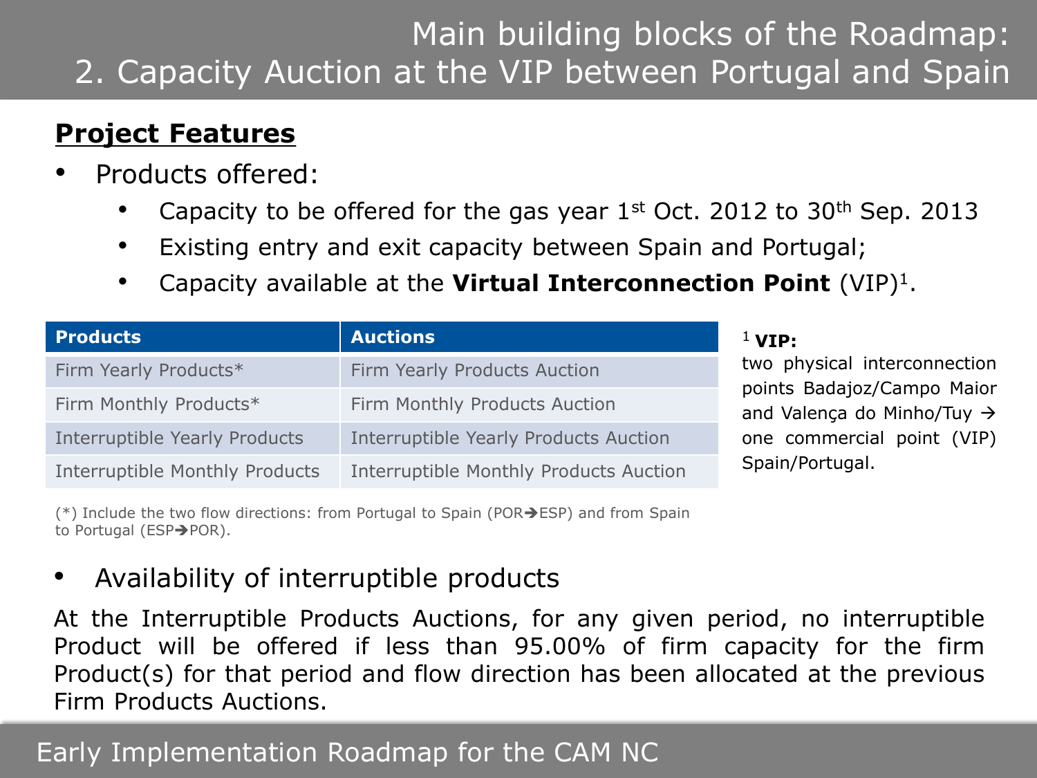# Main building blocks of the Roadmap: 2. Capacity Auction at the VIP between Portugal and Spain

## Project Features

- Products offered:
  - Capacity to be offered for the gas year 1st Oct. 2012 to 30th Sep. 2013
  - Existing entry and exit capacity between Spain and Portugal;
  - Capacity available at the **Virtual Interconnection Point** (VIP)[1].

| Products | Auctions |
| --- | --- |
| Firm Yearly Products* | Firm Yearly Products Auction |
| Firm Monthly Products* | Firm Monthly Products Auction |
| Interruptible Yearly Products | Interruptible Yearly Products Auction |
| Interruptible Monthly Products | Interruptible Monthly Products Auction |

(*) Include the two flow directions: from Portugal to Spain (POR→ESP) and from Spain to Portugal (ESP→POR).

[1] **VIP:** two physical interconnection points Badajoz/Campo Maior and Valença do Minho/Tuy → one commercial point (VIP) Spain/Portugal.

- Availability of interruptible products

At the Interruptible Products Auctions, for any given period, no interruptible Product will be offered if less than 95.00% of firm capacity for the firm Product(s) for that period and flow direction has been allocated at the previous Firm Products Auctions.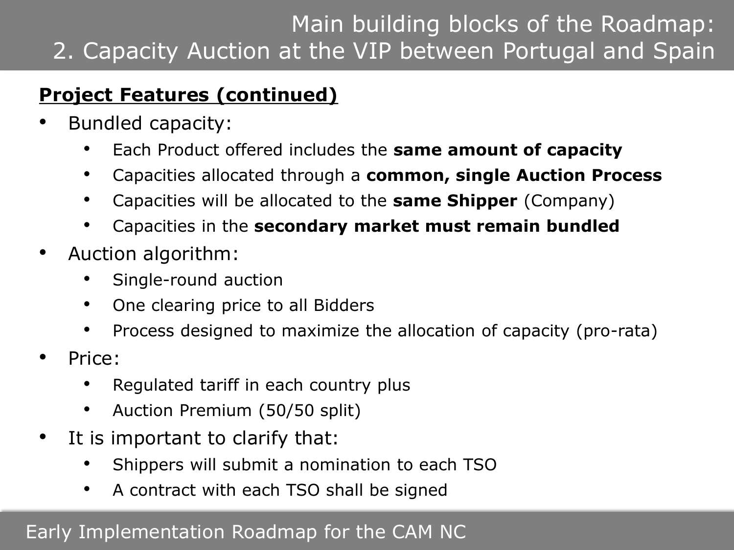# Main building blocks of the Roadmap: 2. Capacity Auction at the VIP between Portugal and Spain

**Project Features (continued)**

- Bundled capacity:
  - Each Product offered includes the **same amount of capacity**
  - Capacities allocated through a **common, single Auction Process**
  - Capacities will be allocated to the **same Shipper** (Company)
  - Capacities in the **secondary market must remain bundled**
- Auction algorithm:
  - Single-round auction
  - One clearing price to all Bidders
  - Process designed to maximize the allocation of capacity (pro-rata)
- Price:
  - Regulated tariff in each country plus
  - Auction Premium (50/50 split)
- It is important to clarify that:
  - Shippers will submit a nomination to each TSO
  - A contract with each TSO shall be signed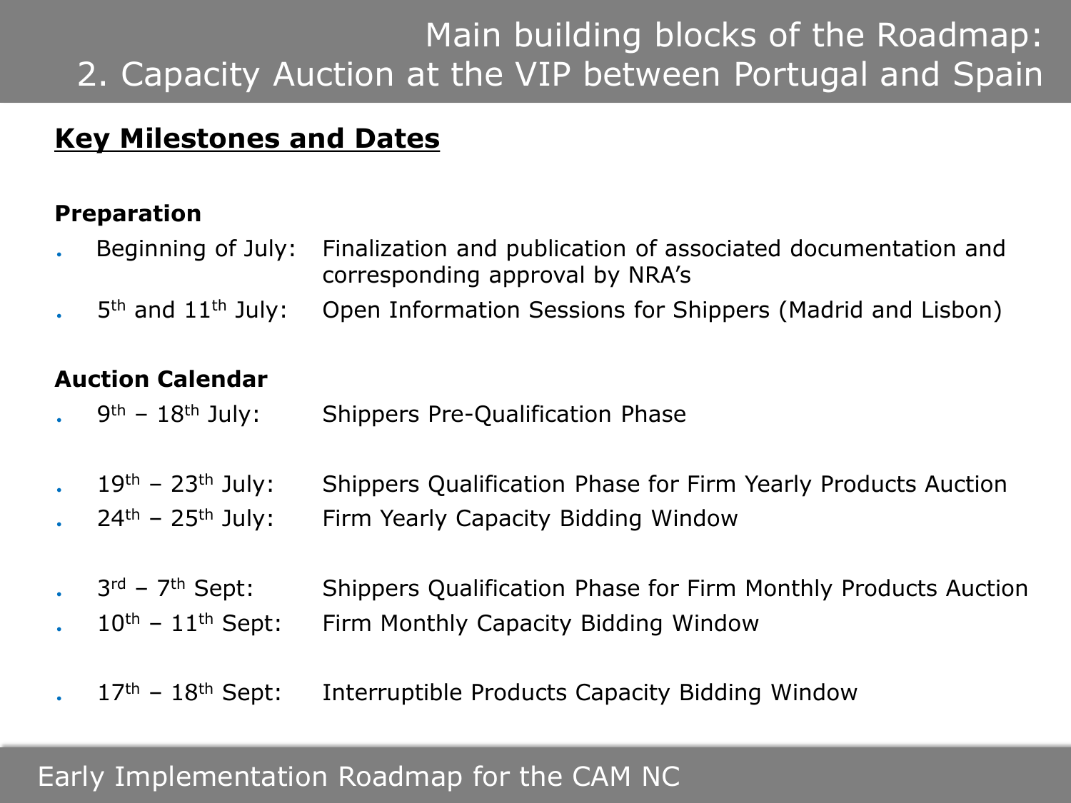# Main building blocks of the Roadmap: 2. Capacity Auction at the VIP between Portugal and Spain

## Key Milestones and Dates

**Preparation**

- Beginning of July: Finalization and publication of associated documentation and corresponding approval by NRA's
- 5th and 11th July: Open Information Sessions for Shippers (Madrid and Lisbon)

**Auction Calendar**

- 9th – 18th July: Shippers Pre-Qualification Phase

- 19th – 23th July: Shippers Qualification Phase for Firm Yearly Products Auction
- 24th – 25th July: Firm Yearly Capacity Bidding Window

- 3rd – 7th Sept: Shippers Qualification Phase for Firm Monthly Products Auction
- 10th – 11th Sept: Firm Monthly Capacity Bidding Window

- 17th – 18th Sept: Interruptible Products Capacity Bidding Window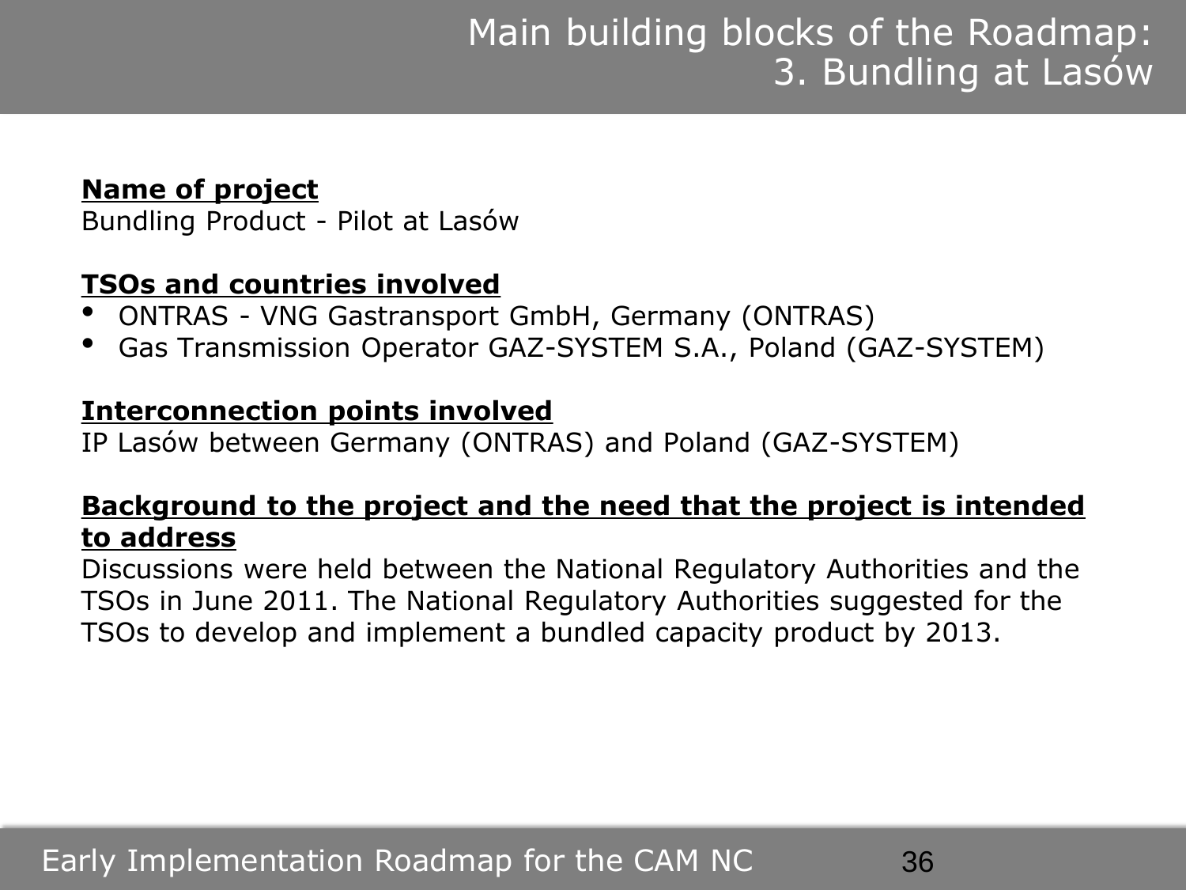# Main building blocks of the Roadmap: 3. Bundling at Lasów

**Name of project**

Bundling Product - Pilot at Lasów

**TSOs and countries involved**

- ONTRAS - VNG Gastransport GmbH, Germany (ONTRAS)
- Gas Transmission Operator GAZ-SYSTEM S.A., Poland (GAZ-SYSTEM)

**Interconnection points involved**

IP Lasów between Germany (ONTRAS) and Poland (GAZ-SYSTEM)

**Background to the project and the need that the project is intended to address**

Discussions were held between the National Regulatory Authorities and the TSOs in June 2011. The National Regulatory Authorities suggested for the TSOs to develop and implement a bundled capacity product by 2013.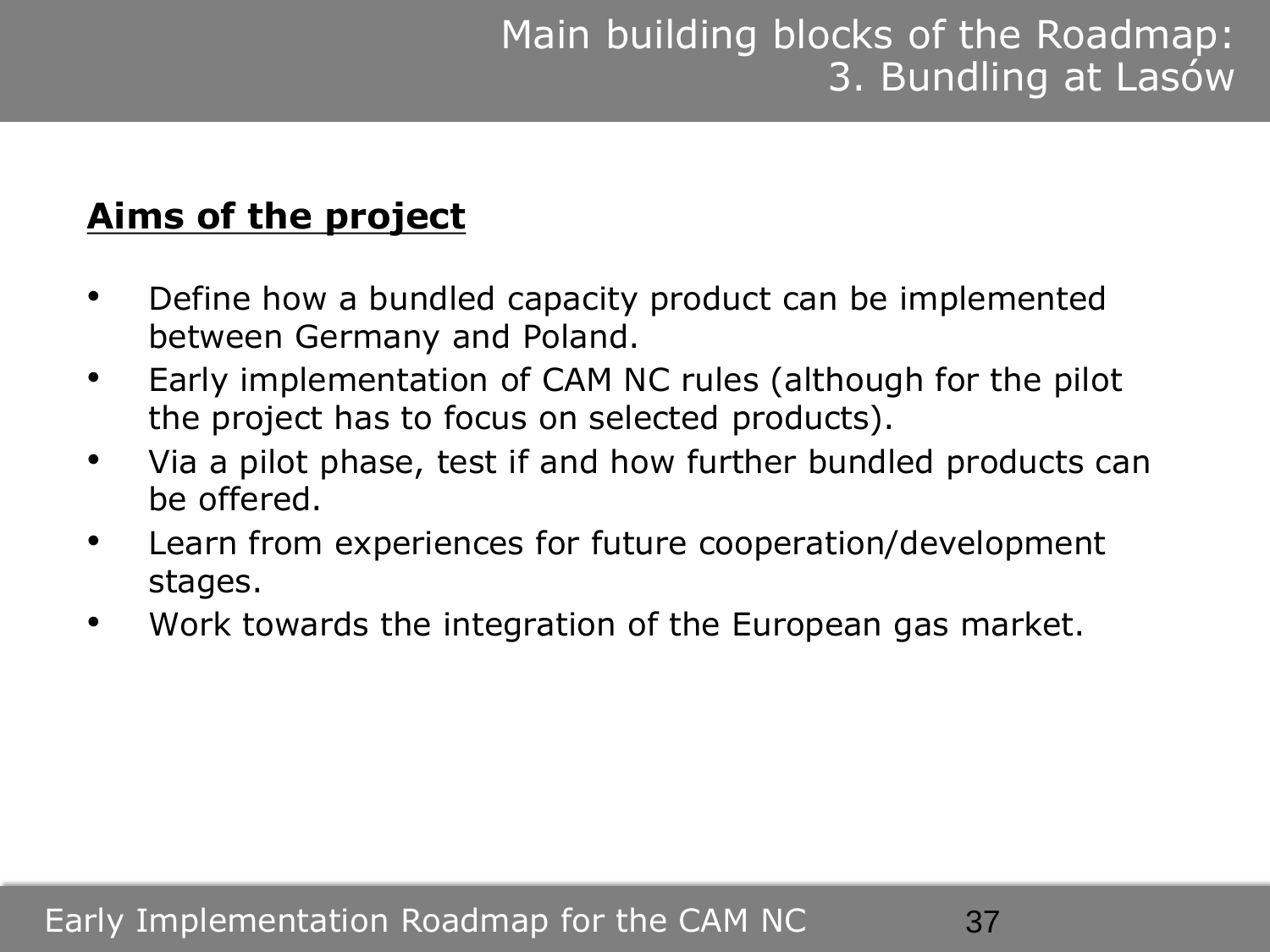# Main building blocks of the Roadmap: 3. Bundling at Lasów

**Aims of the project**

- Define how a bundled capacity product can be implemented between Germany and Poland.
- Early implementation of CAM NC rules (although for the pilot the project has to focus on selected products).
- Via a pilot phase, test if and how further bundled products can be offered.
- Learn from experiences for future cooperation/development stages.
- Work towards the integration of the European gas market.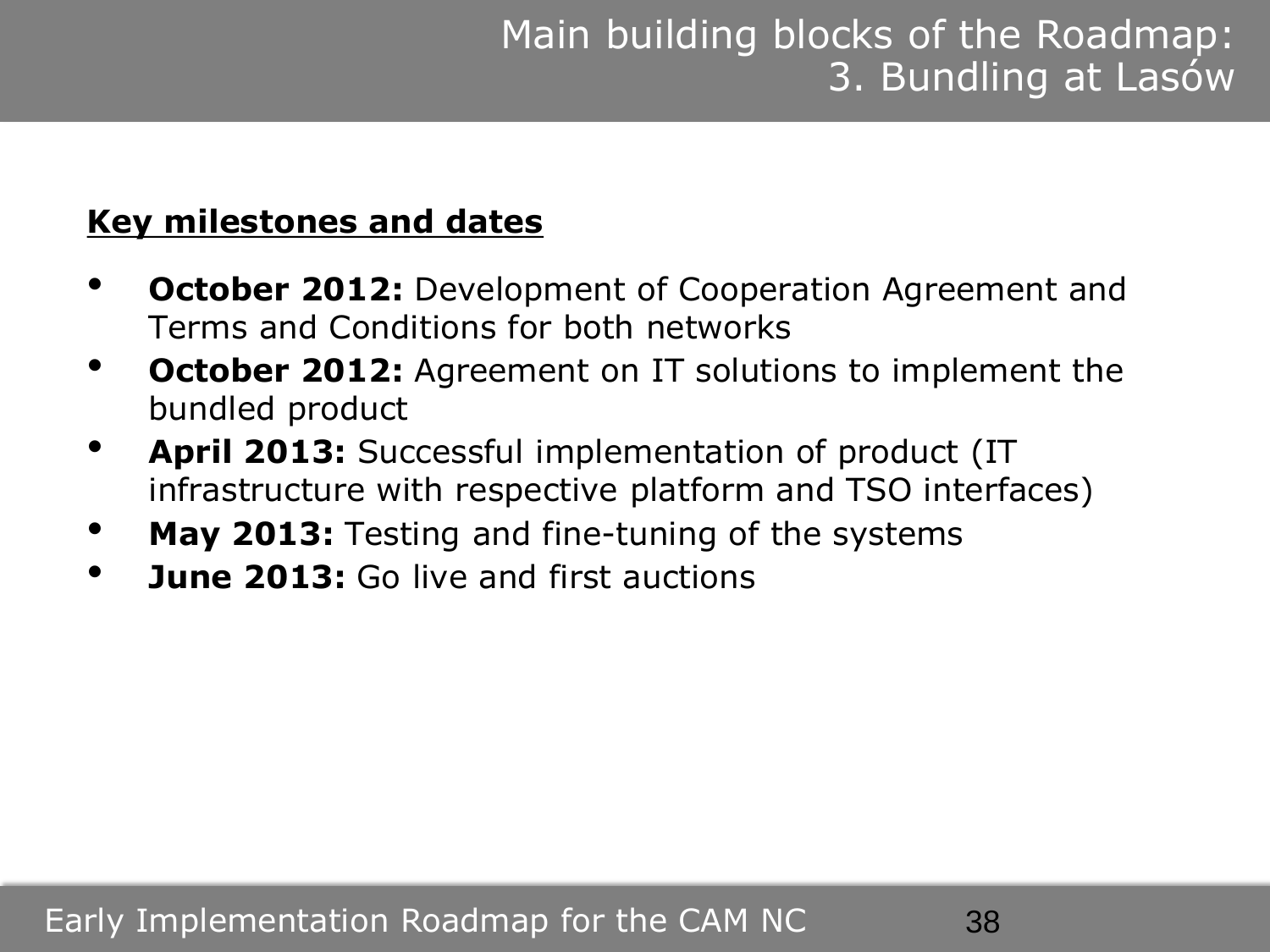# Main building blocks of the Roadmap: 3. Bundling at Lasów

**Key milestones and dates**

- **October 2012:** Development of Cooperation Agreement and Terms and Conditions for both networks
- **October 2012:** Agreement on IT solutions to implement the bundled product
- **April 2013:** Successful implementation of product (IT infrastructure with respective platform and TSO interfaces)
- **May 2013:** Testing and fine-tuning of the systems
- **June 2013:** Go live and first auctions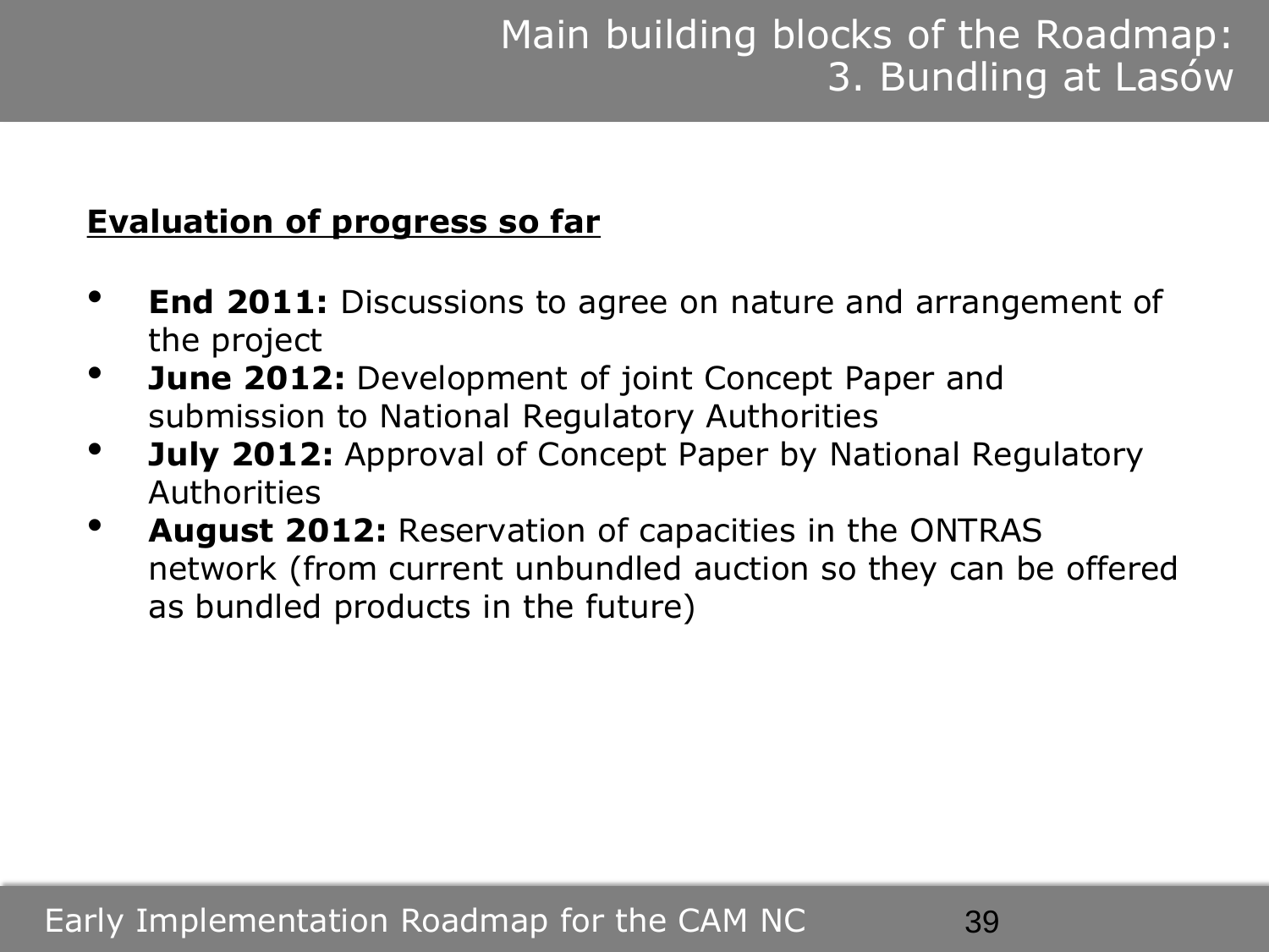# Main building blocks of the Roadmap: 3. Bundling at Lasów

**Evaluation of progress so far**

- **End 2011:** Discussions to agree on nature and arrangement of the project
- **June 2012:** Development of joint Concept Paper and submission to National Regulatory Authorities
- **July 2012:** Approval of Concept Paper by National Regulatory Authorities
- **August 2012:** Reservation of capacities in the ONTRAS network (from current unbundled auction so they can be offered as bundled products in the future)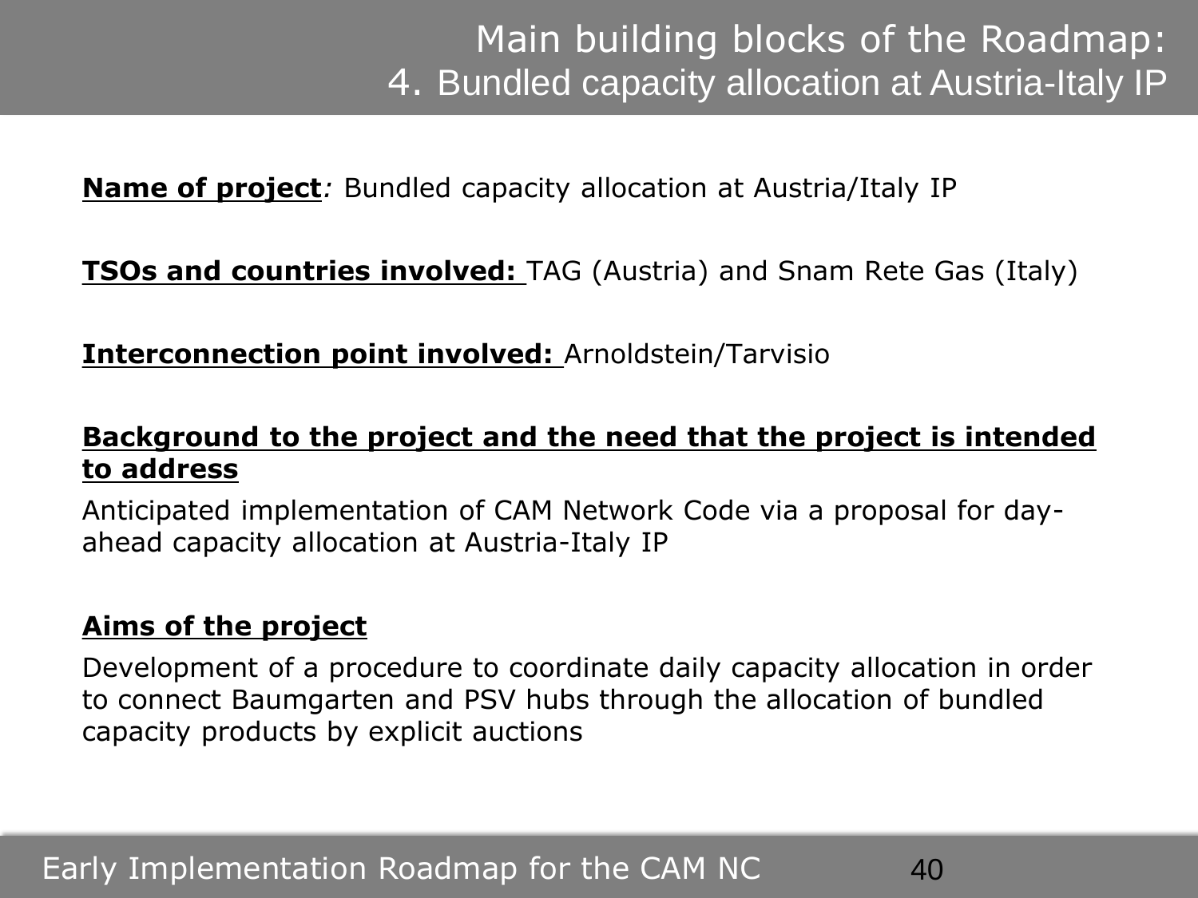# Main building blocks of the Roadmap:
## 4. Bundled capacity allocation at Austria-Italy IP

**Name of project**: Bundled capacity allocation at Austria/Italy IP

**TSOs and countries involved:** TAG (Austria) and Snam Rete Gas (Italy)

**Interconnection point involved:** Arnoldstein/Tarvisio

**Background to the project and the need that the project is intended to address**

Anticipated implementation of CAM Network Code via a proposal for day-ahead capacity allocation at Austria-Italy IP

**Aims of the project**

Development of a procedure to coordinate daily capacity allocation in order to connect Baumgarten and PSV hubs through the allocation of bundled capacity products by explicit auctions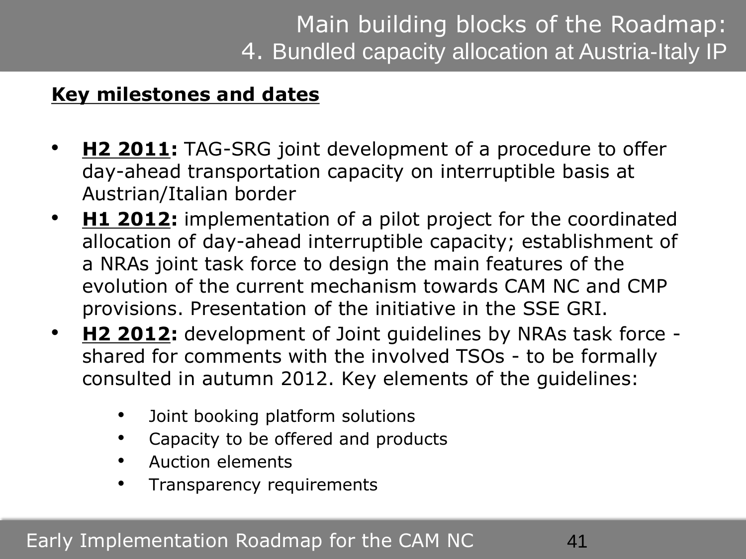# Main building blocks of the Roadmap:
## 4. Bundled capacity allocation at Austria-Italy IP

**Key milestones and dates**

- **H2 2011:** TAG-SRG joint development of a procedure to offer day-ahead transportation capacity on interruptible basis at Austrian/Italian border
- **H1 2012:** implementation of a pilot project for the coordinated allocation of day-ahead interruptible capacity; establishment of a NRAs joint task force to design the main features of the evolution of the current mechanism towards CAM NC and CMP provisions. Presentation of the initiative in the SSE GRI.
- **H2 2012:** development of Joint guidelines by NRAs task force - shared for comments with the involved TSOs - to be formally consulted in autumn 2012. Key elements of the guidelines:
  - Joint booking platform solutions
  - Capacity to be offered and products
  - Auction elements
  - Transparency requirements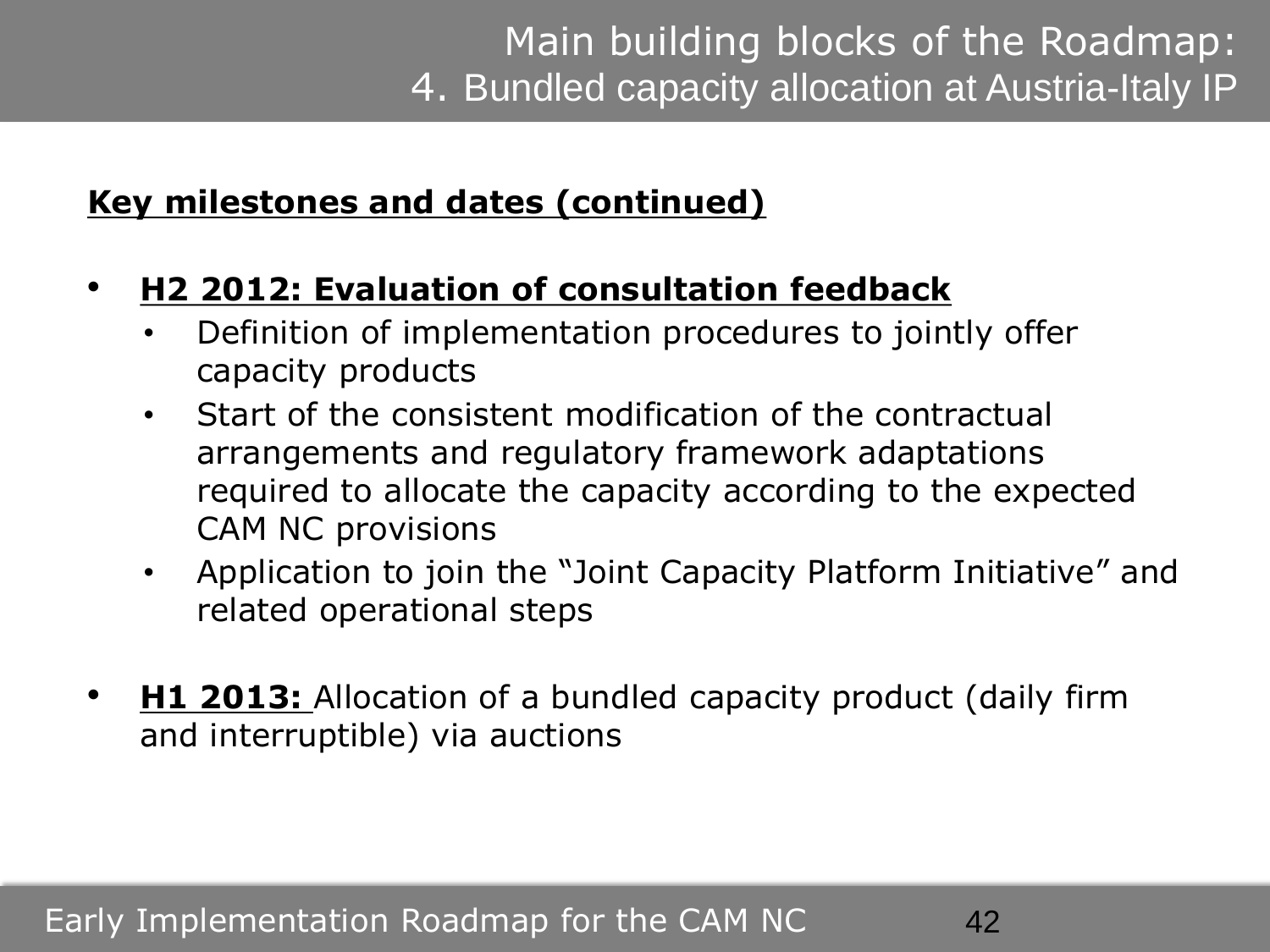# Main building blocks of the Roadmap:
## 4. Bundled capacity allocation at Austria-Italy IP

**Key milestones and dates (continued)**

- **H2 2012: Evaluation of consultation feedback**
  - Definition of implementation procedures to jointly offer capacity products
  - Start of the consistent modification of the contractual arrangements and regulatory framework adaptations required to allocate the capacity according to the expected CAM NC provisions
  - Application to join the "Joint Capacity Platform Initiative" and related operational steps

- **H1 2013:** Allocation of a bundled capacity product (daily firm and interruptible) via auctions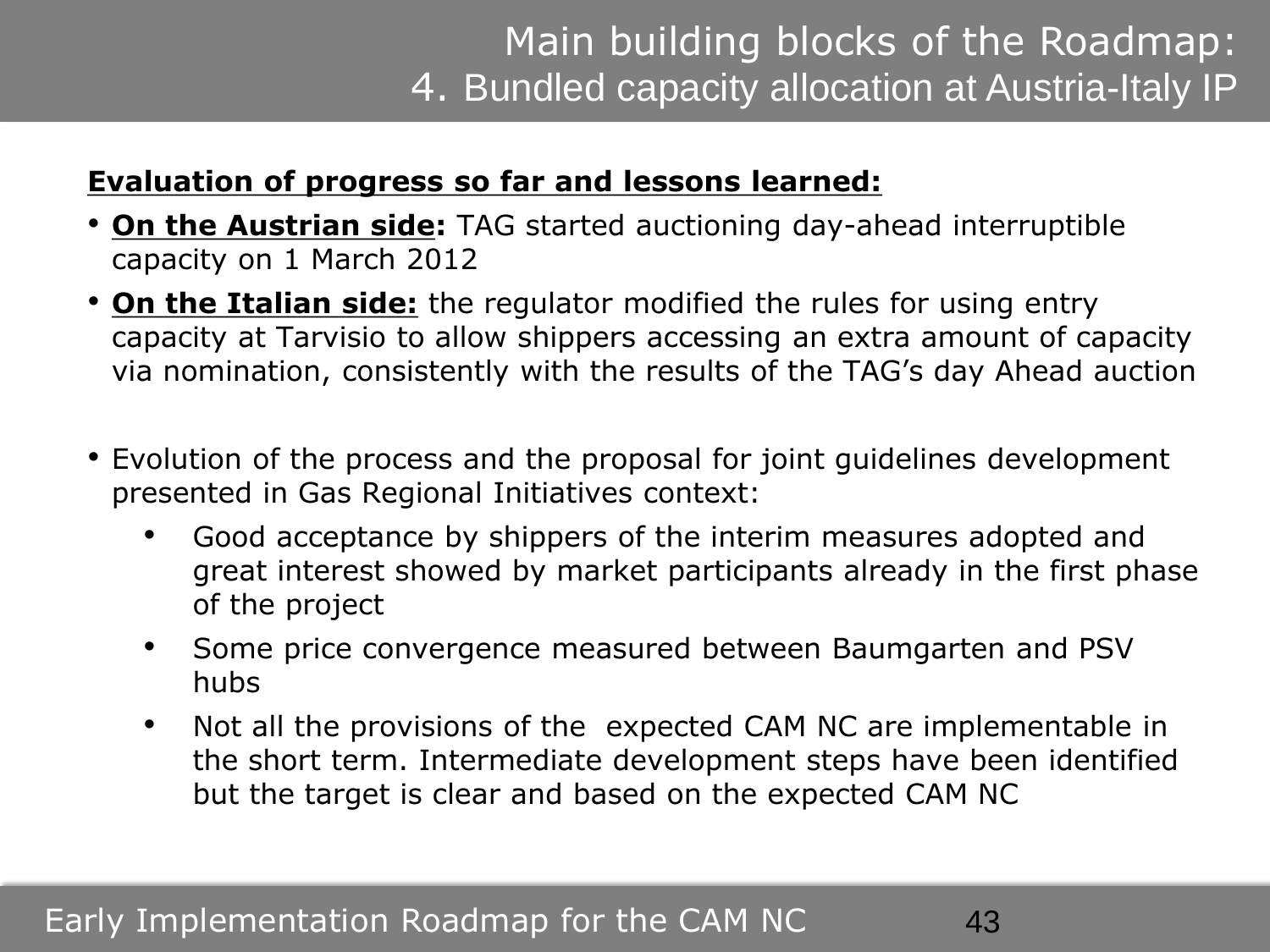# Main building blocks of the Roadmap:
## 4. Bundled capacity allocation at Austria-Italy IP

**Evaluation of progress so far and lessons learned:**

- **On the Austrian side:** TAG started auctioning day-ahead interruptible capacity on 1 March 2012
- **On the Italian side:** the regulator modified the rules for using entry capacity at Tarvisio to allow shippers accessing an extra amount of capacity via nomination, consistently with the results of the TAG's day Ahead auction

- Evolution of the process and the proposal for joint guidelines development presented in Gas Regional Initiatives context:
  - Good acceptance by shippers of the interim measures adopted and great interest showed by market participants already in the first phase of the project
  - Some price convergence measured between Baumgarten and PSV hubs
  - Not all the provisions of the expected CAM NC are implementable in the short term. Intermediate development steps have been identified but the target is clear and based on the expected CAM NC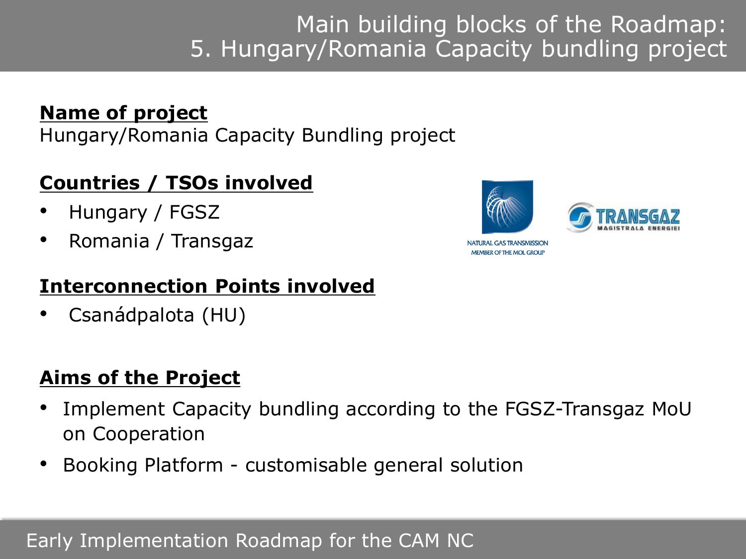# Main building blocks of the Roadmap: 5. Hungary/Romania Capacity bundling project

**Name of project**

Hungary/Romania Capacity Bundling project

**Countries / TSOs involved**

- Hungary / FGSZ
- Romania / Transgaz

NATURAL GAS TRANSMISSION
MEMBER OF THE MOL GROUP

TRANSGAZ
MAGISTRALA ENERGIEI

**Interconnection Points involved**

- Csanádpalota (HU)

**Aims of the Project**

- Implement Capacity bundling according to the FGSZ-Transgaz MoU on Cooperation
- Booking Platform - customisable general solution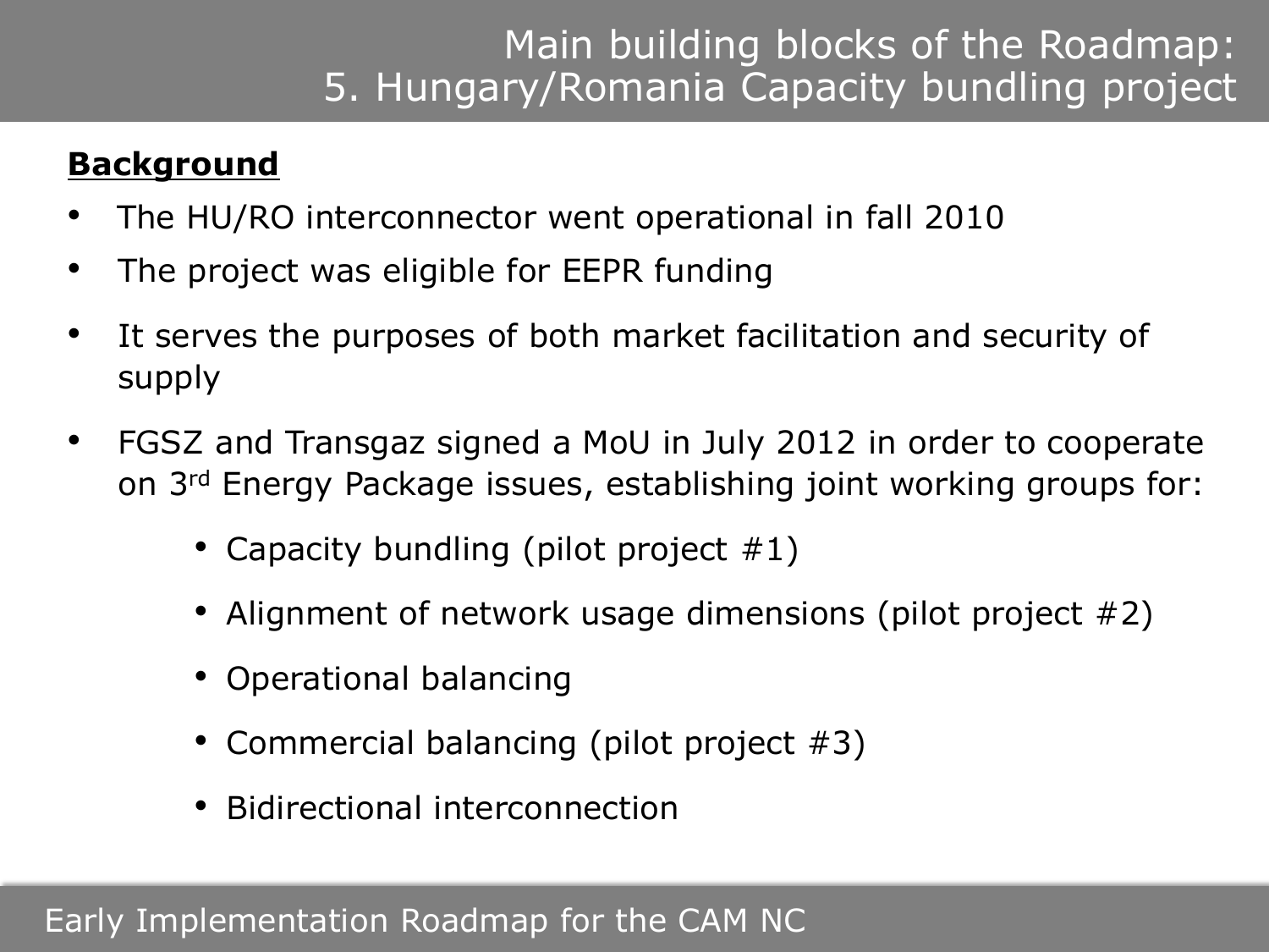# Main building blocks of the Roadmap: 5. Hungary/Romania Capacity bundling project

**Background**

- The HU/RO interconnector went operational in fall 2010
- The project was eligible for EEPR funding
- It serves the purposes of both market facilitation and security of supply
- FGSZ and Transgaz signed a MoU in July 2012 in order to cooperate on 3rd Energy Package issues, establishing joint working groups for:
  - Capacity bundling (pilot project #1)
  - Alignment of network usage dimensions (pilot project #2)
  - Operational balancing
  - Commercial balancing (pilot project #3)
  - Bidirectional interconnection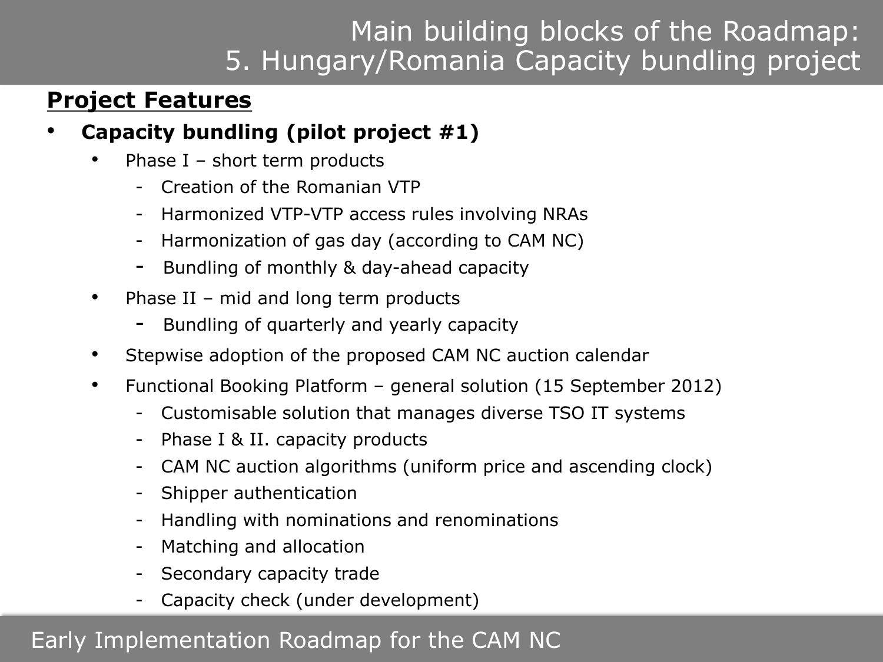# Main building blocks of the Roadmap: 5. Hungary/Romania Capacity bundling project

## Project Features

- **Capacity bundling (pilot project #1)**
  - Phase I – short term products
    - Creation of the Romanian VTP
    - Harmonized VTP-VTP access rules involving NRAs
    - Harmonization of gas day (according to CAM NC)
    - Bundling of monthly & day-ahead capacity
  - Phase II – mid and long term products
    - Bundling of quarterly and yearly capacity
  - Stepwise adoption of the proposed CAM NC auction calendar
  - Functional Booking Platform – general solution (15 September 2012)
    - Customisable solution that manages diverse TSO IT systems
    - Phase I & II. capacity products
    - CAM NC auction algorithms (uniform price and ascending clock)
    - Shipper authentication
    - Handling with nominations and renominations
    - Matching and allocation
    - Secondary capacity trade
    - Capacity check (under development)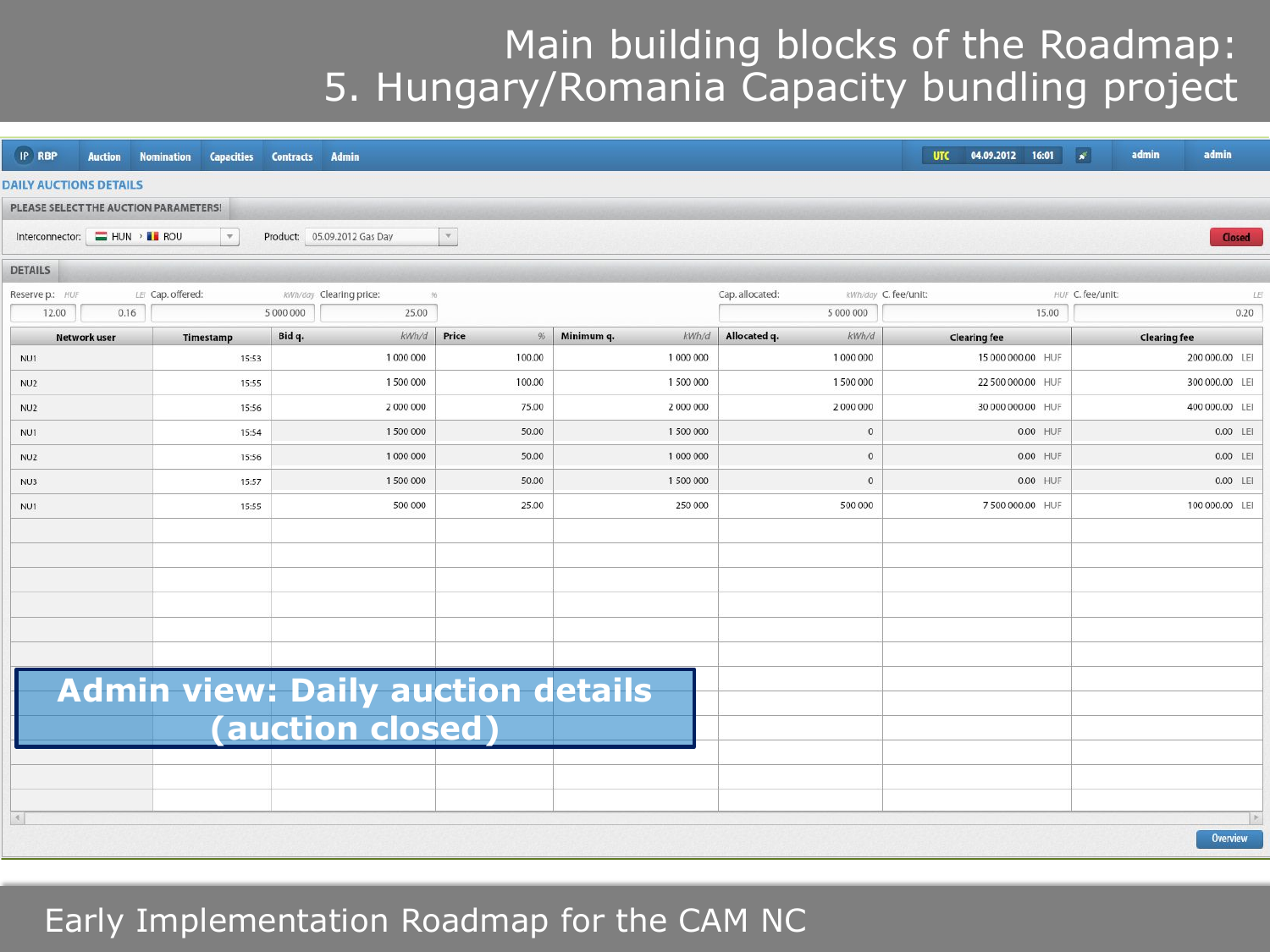# Main building blocks of the Roadmap: 5. Hungary/Romania Capacity bundling project

IP RBP | Auction | Nomination | Capacities | Contracts | Admin | UTC | 04.09.2012 | 16:01 | admin | admin

**DAILY AUCTIONS DETAILS**

PLEASE SELECT THE AUCTION PARAMETERS!

Interconnector: HUN › ROU    Product: 05.09.2012 Gas Day    Closed

DETAILS

| Reserve p.: HUF | LEI | Cap. offered: kWh/day | Clearing price: % | Cap. allocated: kWh/day | C. fee/unit: HUF | C. fee/unit: LEI |
|---|---|---|---|---|---|---|
| 12.00 | 0.16 | 5 000 000 | 25.00 | 5 000 000 | 15.00 | 0.20 |

| Network user | Timestamp | Bid q. kWh/d | Price % | Minimum q. kWh/d | Allocated q. kWh/d | Clearing fee | Clearing fee |
|---|---|---|---|---|---|---|---|
| NU1 | 15:53 | 1 000 000 | 100.00 | 1 000 000 | 1 000 000 | 15 000 000.00 HUF | 200 000.00 LEI |
| NU2 | 15:55 | 1 500 000 | 100.00 | 1 500 000 | 1 500 000 | 22 500 000.00 HUF | 300 000.00 LEI |
| NU2 | 15:56 | 2 000 000 | 75.00 | 2 000 000 | 2 000 000 | 30 000 000.00 HUF | 400 000.00 LEI |
| NU1 | 15:54 | 1 500 000 | 50.00 | 1 500 000 | 0 | 0.00 HUF | 0.00 LEI |
| NU2 | 15:56 | 1 000 000 | 50.00 | 1 000 000 | 0 | 0.00 HUF | 0.00 LEI |
| NU3 | 15:57 | 1 500 000 | 50.00 | 1 500 000 | 0 | 0.00 HUF | 0.00 LEI |
| NU1 | 15:55 | 500 000 | 25.00 | 250 000 | 500 000 | 7 500 000.00 HUF | 100 000.00 LEI |

Overview

**Admin view: Daily auction details (auction closed)**

Early Implementation Roadmap for the CAM NC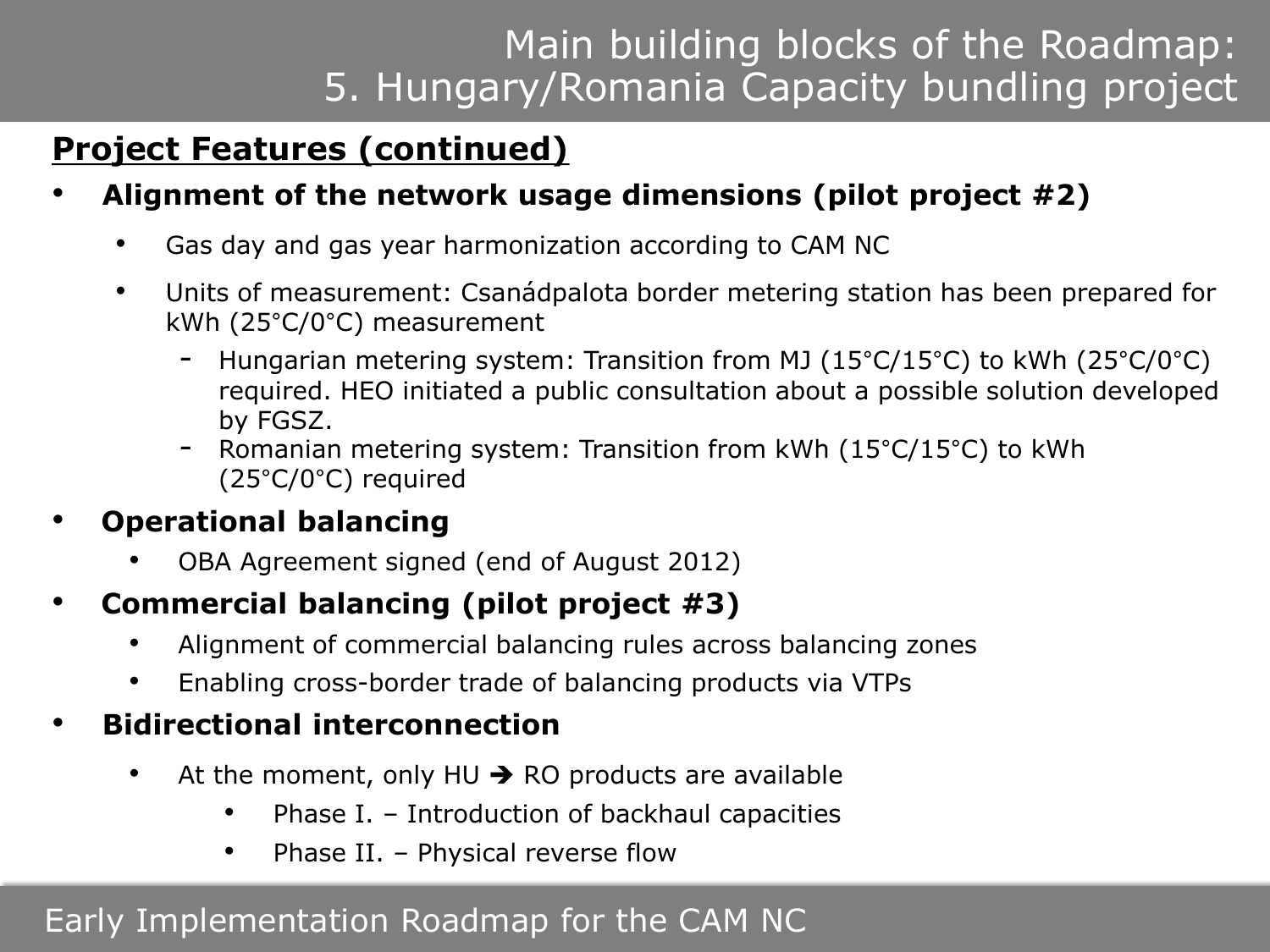# Main building blocks of the Roadmap: 5. Hungary/Romania Capacity bundling project

**Project Features (continued)**

- **Alignment of the network usage dimensions (pilot project #2)**
  - Gas day and gas year harmonization according to CAM NC
  - Units of measurement: Csanádpalota border metering station has been prepared for kWh (25°C/0°C) measurement
    - Hungarian metering system: Transition from MJ (15°C/15°C) to kWh (25°C/0°C) required. HEO initiated a public consultation about a possible solution developed by FGSZ.
    - Romanian metering system: Transition from kWh (15°C/15°C) to kWh (25°C/0°C) required
- **Operational balancing**
  - OBA Agreement signed (end of August 2012)
- **Commercial balancing (pilot project #3)**
  - Alignment of commercial balancing rules across balancing zones
  - Enabling cross-border trade of balancing products via VTPs
- **Bidirectional interconnection**
  - At the moment, only HU ➔ RO products are available
    - Phase I. – Introduction of backhaul capacities
    - Phase II. – Physical reverse flow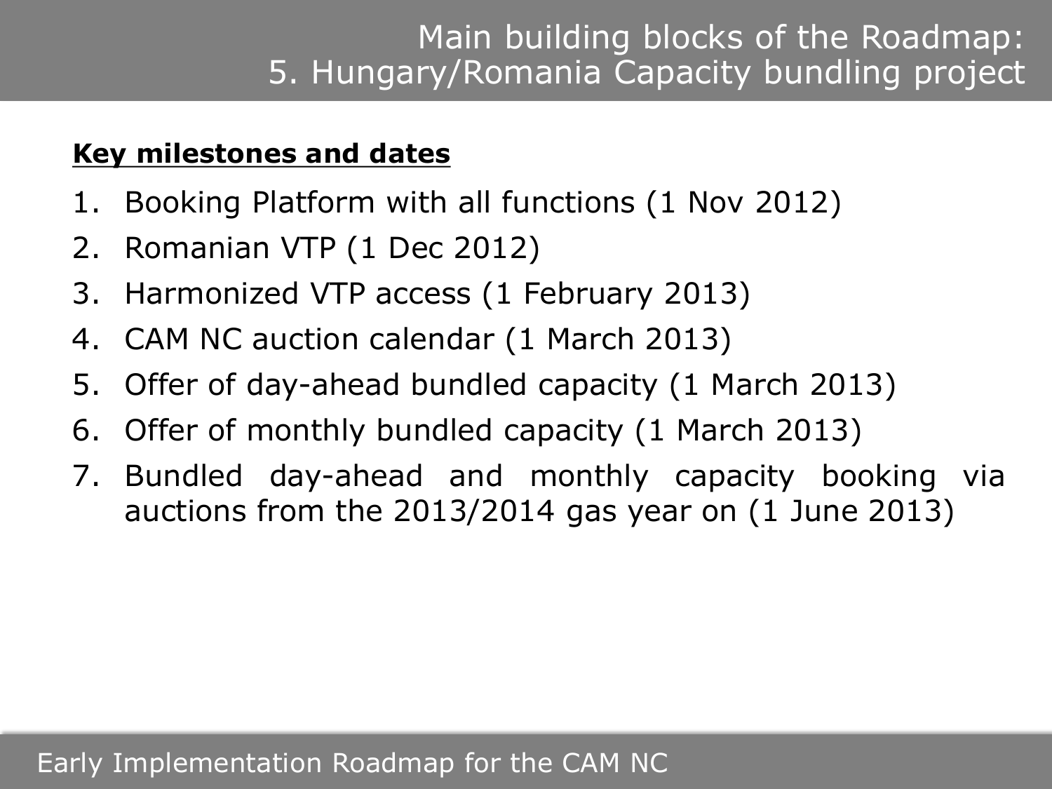# Main building blocks of the Roadmap: 5. Hungary/Romania Capacity bundling project

**Key milestones and dates**

1. Booking Platform with all functions (1 Nov 2012)
2. Romanian VTP (1 Dec 2012)
3. Harmonized VTP access (1 February 2013)
4. CAM NC auction calendar (1 March 2013)
5. Offer of day-ahead bundled capacity (1 March 2013)
6. Offer of monthly bundled capacity (1 March 2013)
7. Bundled day-ahead and monthly capacity booking via auctions from the 2013/2014 gas year on (1 June 2013)